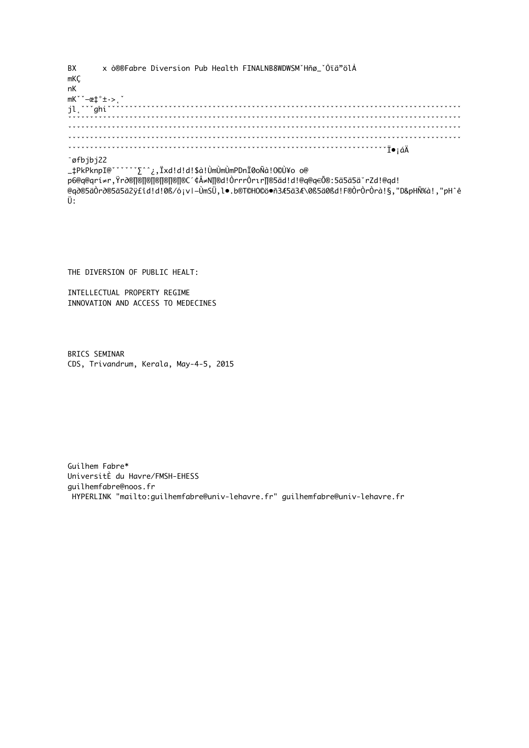THE DIVERSION OF PUBLIC HEALT:

INTELLECTUAL PROPERTY REGIME
INNOVATION AND ACCESS TO MEDECINES

BRICS SEMINAR
CDS, Trivandrum, Kerala, May-4-5, 2015

Guilhem Fabre*
UniversitÈ du Havre/FMSH-EHESS
guilhemfabre@noos.fr
HYPERLINK "mailto:guilhemfabre@univ-lehavre.fr" guilhemfabre@univ-lehavre.fr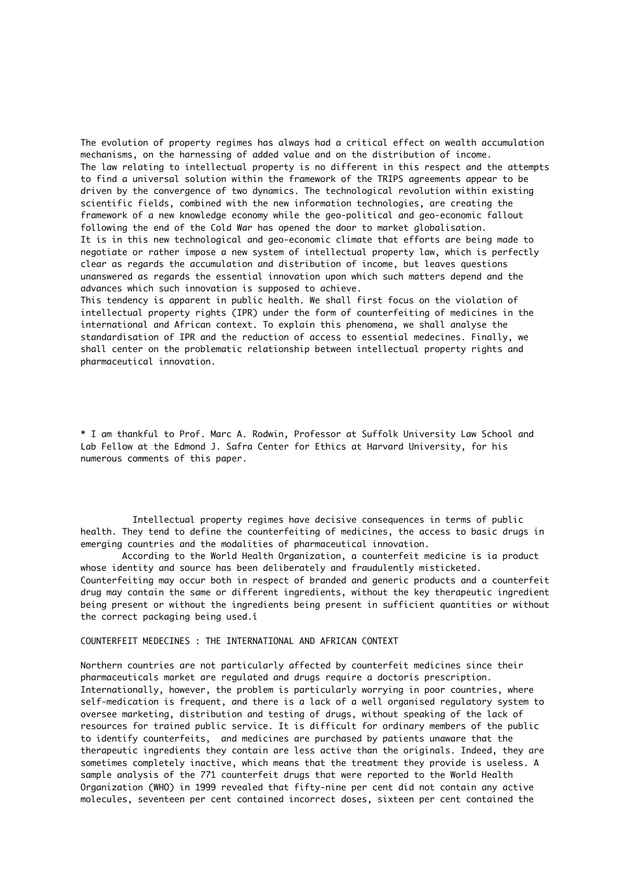The evolution of property regimes has always had a critical effect on wealth accumulation mechanisms, on the harnessing of added value and on the distribution of income.
The law relating to intellectual property is no different in this respect and the attempts to find a universal solution within the framework of the TRIPS agreements appear to be driven by the convergence of two dynamics. The technological revolution within existing scientific fields, combined with the new information technologies, are creating the framework of a new knowledge economy while the geo-political and geo-economic fallout following the end of the Cold War has opened the door to market globalisation.
It is in this new technological and geo-economic climate that efforts are being made to negotiate or rather impose a new system of intellectual property law, which is perfectly clear as regards the accumulation and distribution of income, but leaves questions unanswered as regards the essential innovation upon which such matters depend and the advances which such innovation is supposed to achieve.
This tendency is apparent in public health. We shall first focus on the violation of intellectual property rights (IPR) under the form of counterfeiting of medicines in the international and African context. To explain this phenomena, we shall analyse the standardisation of IPR and the reduction of access to essential medecines. Finally, we shall center on the problematic relationship between intellectual property rights and pharmaceutical innovation.

* I am thankful to Prof. Marc A. Rodwin, Professor at Suffolk University Law School and Lab Fellow at the Edmond J. Safra Center for Ethics at Harvard University, for his numerous comments of this paper.

Intellectual property regimes have decisive consequences in terms of public health. They tend to define the counterfeiting of medicines, the access to basic drugs in emerging countries and the modalities of pharmaceutical innovation.

According to the World Health Organization, a counterfeit medicine is ìa product whose identity and source has been deliberately and fraudulently misticketed. Counterfeiting may occur both in respect of branded and generic products and a counterfeit drug may contain the same or different ingredients, without the key therapeutic ingredient being present or without the ingredients being present in sufficient quantities or without the correct packaging being used.î

COUNTERFEIT MEDECINES : THE INTERNATIONAL AND AFRICAN CONTEXT

Northern countries are not particularly affected by counterfeit medicines since their pharmaceuticals market are regulated and drugs require a doctorís prescription. Internationally, however, the problem is particularly worrying in poor countries, where self-medication is frequent, and there is a lack of a well organised regulatory system to oversee marketing, distribution and testing of drugs, without speaking of the lack of resources for trained public service. It is difficult for ordinary members of the public to identify counterfeits, and medicines are purchased by patients unaware that the therapeutic ingredients they contain are less active than the originals. Indeed, they are sometimes completely inactive, which means that the treatment they provide is useless. A sample analysis of the 771 counterfeit drugs that were reported to the World Health Organization (WHO) in 1999 revealed that fifty-nine per cent did not contain any active molecules, seventeen per cent contained incorrect doses, sixteen per cent contained the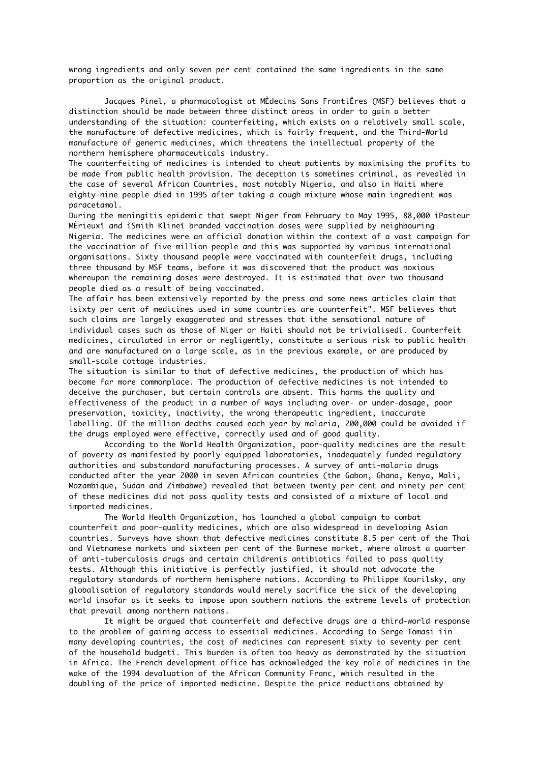wrong ingredients and only seven per cent contained the same ingredients in the same proportion as the original product.

Jacques Pinel, a pharmacologist at MÈdecins Sans FrontiËres (MSF) believes that a distinction should be made between three distinct areas in order to gain a better understanding of the situation: counterfeiting, which exists on a relatively small scale, the manufacture of defective medicines, which is fairly frequent, and the Third-World manufacture of generic medicines, which threatens the intellectual property of the northern hemisphere pharmaceuticals industry.

The counterfeiting of medicines is intended to cheat patients by maximising the profits to be made from public health provision. The deception is sometimes criminal, as revealed in the case of several African Countries, most notably Nigeria, and also in Haiti where eighty-nine people died in 1995 after taking a cough mixture whose main ingredient was paracetamol.

During the meningitis epidemic that swept Niger from February to May 1995, 88,000 ìPasteur MÈrieuxî and ìSmith Klineî branded vaccination doses were supplied by neighbouring Nigeria. The medicines were an official donation within the context of a vast campaign for the vaccination of five million people and this was supported by various international organisations. Sixty thousand people were vaccinated with counterfeit drugs, including three thousand by MSF teams, before it was discovered that the product was noxious whereupon the remaining doses were destroyed. It is estimated that over two thousand people died as a result of being vaccinated.

The affair has been extensively reported by the press and some news articles claim that ìsixty per cent of medicines used in some countries are counterfeit". MSF believes that such claims are largely exaggerated and stresses that ìthe sensational nature of individual cases such as those of Niger or Haiti should not be trivialisedî. Counterfeit medicines, circulated in error or negligently, constitute a serious risk to public health and are manufactured on a large scale, as in the previous example, or are produced by small-scale cottage industries.

The situation is similar to that of defective medicines, the production of which has become far more commonplace. The production of defective medicines is not intended to deceive the purchaser, but certain controls are absent. This harms the quality and effectiveness of the product in a number of ways including over- or under-dosage, poor preservation, toxicity, inactivity, the wrong therapeutic ingredient, inaccurate labelling. Of the million deaths caused each year by malaria, 200,000 could be avoided if the drugs employed were effective, correctly used and of good quality.

According to the World Health Organization, poor-quality medicines are the result of poverty as manifested by poorly equipped laboratories, inadequately funded regulatory authorities and substandard manufacturing processes. A survey of anti-malaria drugs conducted after the year 2000 in seven African countries (the Gabon, Ghana, Kenya, Mali, Mozambique, Sudan and Zimbabwe) revealed that between twenty per cent and ninety per cent of these medicines did not pass quality tests and consisted of a mixture of local and imported medicines.

The World Health Organization, has launched a global campaign to combat counterfeit and poor-quality medicines, which are also widespread in developing Asian countries. Surveys have shown that defective medicines constitute 8.5 per cent of the Thai and Vietnamese markets and sixteen per cent of the Burmese market, where almost a quarter of anti-tuberculosis drugs and certain childrenís antibiotics failed to pass quality tests. Although this initiative is perfectly justified, it should not advocate the regulatory standards of northern hemisphere nations. According to Philippe Kourilsky, any globalisation of regulatory standards would merely sacrifice the sick of the developing world insofar as it seeks to impose upon southern nations the extreme levels of protection that prevail among northern nations.

It might be argued that counterfeit and defective drugs are a third-world response to the problem of gaining access to essential medicines. According to Serge Tomasi ìin many developing countries, the cost of medicines can represent sixty to seventy per cent of the household budgetî. This burden is often too heavy as demonstrated by the situation in Africa. The French development office has acknowledged the key role of medicines in the wake of the 1994 devaluation of the African Community Franc, which resulted in the doubling of the price of imported medicine. Despite the price reductions obtained by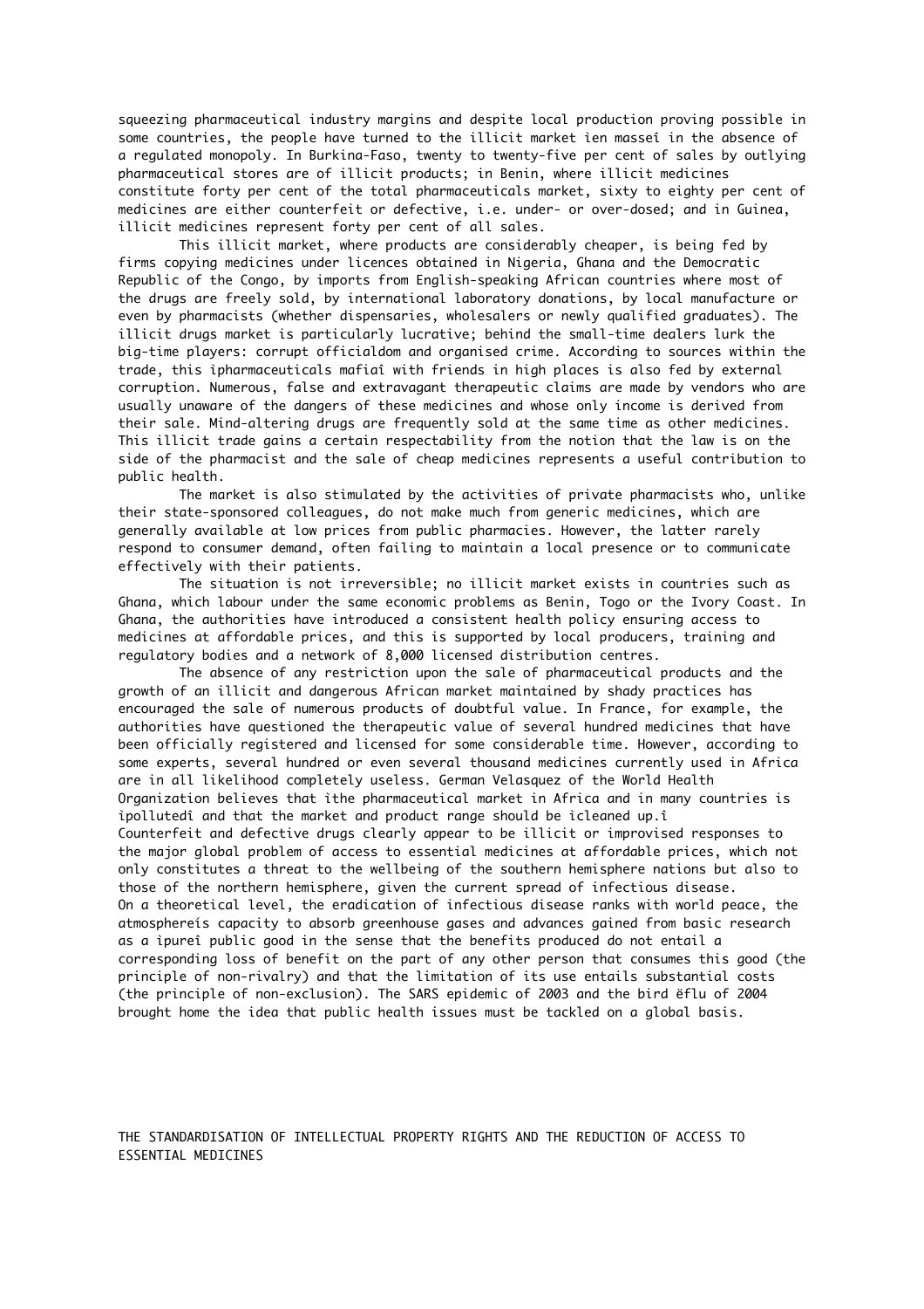squeezing pharmaceutical industry margins and despite local production proving possible in some countries, the people have turned to the illicit market ìen masseî in the absence of a regulated monopoly. In Burkina-Faso, twenty to twenty-five per cent of sales by outlying pharmaceutical stores are of illicit products; in Benin, where illicit medicines constitute forty per cent of the total pharmaceuticals market, sixty to eighty per cent of medicines are either counterfeit or defective, i.e. under- or over-dosed; and in Guinea, illicit medicines represent forty per cent of all sales.

This illicit market, where products are considerably cheaper, is being fed by firms copying medicines under licences obtained in Nigeria, Ghana and the Democratic Republic of the Congo, by imports from English-speaking African countries where most of the drugs are freely sold, by international laboratory donations, by local manufacture or even by pharmacists (whether dispensaries, wholesalers or newly qualified graduates). The illicit drugs market is particularly lucrative; behind the small-time dealers lurk the big-time players: corrupt officialdom and organised crime. According to sources within the trade, this ìpharmaceuticals mafiaî with friends in high places is also fed by external corruption. Numerous, false and extravagant therapeutic claims are made by vendors who are usually unaware of the dangers of these medicines and whose only income is derived from their sale. Mind-altering drugs are frequently sold at the same time as other medicines. This illicit trade gains a certain respectability from the notion that the law is on the side of the pharmacist and the sale of cheap medicines represents a useful contribution to public health.

The market is also stimulated by the activities of private pharmacists who, unlike their state-sponsored colleagues, do not make much from generic medicines, which are generally available at low prices from public pharmacies. However, the latter rarely respond to consumer demand, often failing to maintain a local presence or to communicate effectively with their patients.

The situation is not irreversible; no illicit market exists in countries such as Ghana, which labour under the same economic problems as Benin, Togo or the Ivory Coast. In Ghana, the authorities have introduced a consistent health policy ensuring access to medicines at affordable prices, and this is supported by local producers, training and regulatory bodies and a network of 8,000 licensed distribution centres.

The absence of any restriction upon the sale of pharmaceutical products and the growth of an illicit and dangerous African market maintained by shady practices has encouraged the sale of numerous products of doubtful value. In France, for example, the authorities have questioned the therapeutic value of several hundred medicines that have been officially registered and licensed for some considerable time. However, according to some experts, several hundred or even several thousand medicines currently used in Africa are in all likelihood completely useless. German Velasquez of the World Health Organization believes that ìthe pharmaceutical market in Africa and in many countries is ìpollutedî and that the market and product range should be ìcleaned up.î

Counterfeit and defective drugs clearly appear to be illicit or improvised responses to the major global problem of access to essential medicines at affordable prices, which not only constitutes a threat to the wellbeing of the southern hemisphere nations but also to those of the northern hemisphere, given the current spread of infectious disease.

On a theoretical level, the eradication of infectious disease ranks with world peace, the atmosphereís capacity to absorb greenhouse gases and advances gained from basic research as a ìpureî public good in the sense that the benefits produced do not entail a corresponding loss of benefit on the part of any other person that consumes this good (the principle of non-rivalry) and that the limitation of its use entails substantial costs (the principle of non-exclusion). The SARS epidemic of 2003 and the bird ëflu of 2004 brought home the idea that public health issues must be tackled on a global basis.

## THE STANDARDISATION OF INTELLECTUAL PROPERTY RIGHTS AND THE REDUCTION OF ACCESS TO ESSENTIAL MEDICINES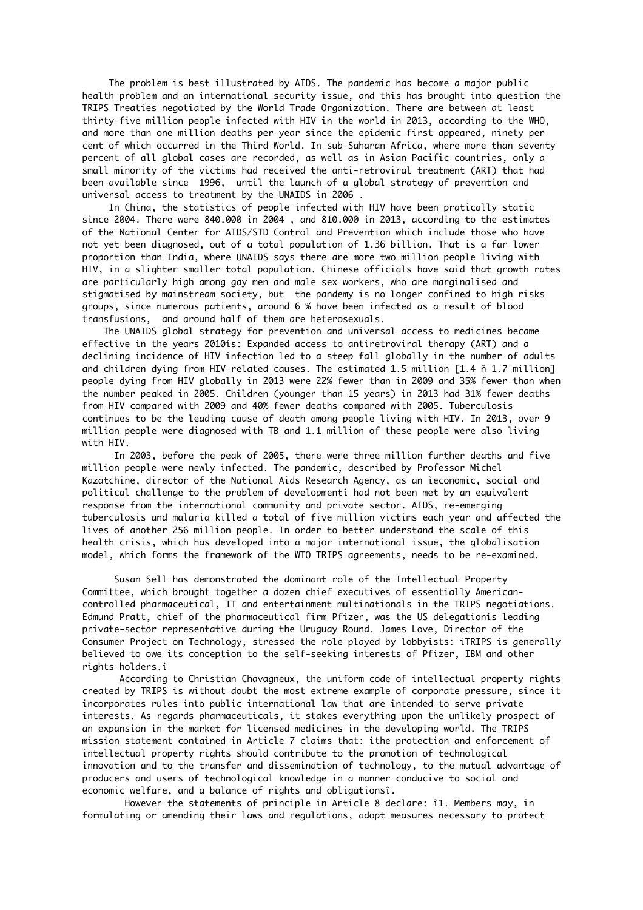The problem is best illustrated by AIDS. The pandemic has become a major public health problem and an international security issue, and this has brought into question the TRIPS Treaties negotiated by the World Trade Organization. There are between at least thirty-five million people infected with HIV in the world in 2013, according to the WHO, and more than one million deaths per year since the epidemic first appeared, ninety per cent of which occurred in the Third World. In sub-Saharan Africa, where more than seventy percent of all global cases are recorded, as well as in Asian Pacific countries, only a small minority of the victims had received the anti-retroviral treatment (ART) that had been available since 1996, until the launch of a global strategy of prevention and universal access to treatment by the UNAIDS in 2006 .

In China, the statistics of people infected with HIV have been pratically static since 2004. There were 840.000 in 2004 , and 810.000 in 2013, according to the estimates of the National Center for AIDS/STD Control and Prevention which include those who have not yet been diagnosed, out of a total population of 1.36 billion. That is a far lower proportion than India, where UNAIDS says there are more two million people living with HIV, in a slighter smaller total population. Chinese officials have said that growth rates are particularly high among gay men and male sex workers, who are marginalised and stigmatised by mainstream society, but the pandemy is no longer confined to high risks groups, since numerous patients, around 6 % have been infected as a result of blood transfusions, and around half of them are heterosexuals.

The UNAIDS global strategy for prevention and universal access to medicines became effective in the years 2010ís: Expanded access to antiretroviral therapy (ART) and a declining incidence of HIV infection led to a steep fall globally in the number of adults and children dying from HIV-related causes. The estimated 1.5 million [1.4 ñ 1.7 million] people dying from HIV globally in 2013 were 22% fewer than in 2009 and 35% fewer than when the number peaked in 2005. Children (younger than 15 years) in 2013 had 31% fewer deaths from HIV compared with 2009 and 40% fewer deaths compared with 2005. Tuberculosis continues to be the leading cause of death among people living with HIV. In 2013, over 9 million people were diagnosed with TB and 1.1 million of these people were also living with HIV.

In 2003, before the peak of 2005, there were three million further deaths and five million people were newly infected. The pandemic, described by Professor Michel Kazatchine, director of the National Aids Research Agency, as an ìeconomic, social and political challenge to the problem of developmentî had not been met by an equivalent response from the international community and private sector. AIDS, re-emerging tuberculosis and malaria killed a total of five million victims each year and affected the lives of another 256 million people. In order to better understand the scale of this health crisis, which has developed into a major international issue, the globalisation model, which forms the framework of the WTO TRIPS agreements, needs to be re-examined.

Susan Sell has demonstrated the dominant role of the Intellectual Property Committee, which brought together a dozen chief executives of essentially American-controlled pharmaceutical, IT and entertainment multinationals in the TRIPS negotiations. Edmund Pratt, chief of the pharmaceutical firm Pfizer, was the US delegationís leading private-sector representative during the Uruguay Round. James Love, Director of the Consumer Project on Technology, stressed the role played by lobbyists: ìTRIPS is generally believed to owe its conception to the self-seeking interests of Pfizer, IBM and other rights-holders.î

According to Christian Chavagneux, the uniform code of intellectual property rights created by TRIPS is without doubt the most extreme example of corporate pressure, since it incorporates rules into public international law that are intended to serve private interests. As regards pharmaceuticals, it stakes everything upon the unlikely prospect of an expansion in the market for licensed medicines in the developing world. The TRIPS mission statement contained in Article 7 claims that: ìthe protection and enforcement of intellectual property rights should contribute to the promotion of technological innovation and to the transfer and dissemination of technology, to the mutual advantage of producers and users of technological knowledge in a manner conducive to social and economic welfare, and a balance of rights and obligationsî.

However the statements of principle in Article 8 declare: ì1. Members may, in formulating or amending their laws and regulations, adopt measures necessary to protect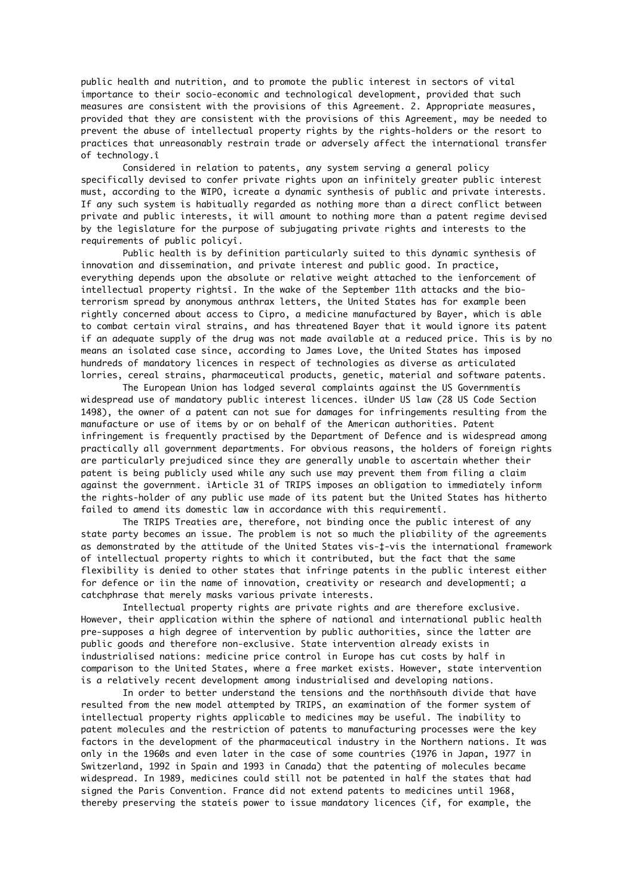public health and nutrition, and to promote the public interest in sectors of vital importance to their socio-economic and technological development, provided that such measures are consistent with the provisions of this Agreement. 2. Appropriate measures, provided that they are consistent with the provisions of this Agreement, may be needed to prevent the abuse of intellectual property rights by the rights-holders or the resort to practices that unreasonably restrain trade or adversely affect the international transfer of technology.î

Considered in relation to patents, any system serving a general policy specifically devised to confer private rights upon an infinitely greater public interest must, according to the WIPO, ìcreate a dynamic synthesis of public and private interests. If any such system is habitually regarded as nothing more than a direct conflict between private and public interests, it will amount to nothing more than a patent regime devised by the legislature for the purpose of subjugating private rights and interests to the requirements of public policyî.

Public health is by definition particularly suited to this dynamic synthesis of innovation and dissemination, and private interest and public good. In practice, everything depends upon the absolute or relative weight attached to the ìenforcement of intellectual property rightsî. In the wake of the September 11th attacks and the bio-terrorism spread by anonymous anthrax letters, the United States has for example been rightly concerned about access to Cipro, a medicine manufactured by Bayer, which is able to combat certain viral strains, and has threatened Bayer that it would ignore its patent if an adequate supply of the drug was not made available at a reduced price. This is by no means an isolated case since, according to James Love, the United States has imposed hundreds of mandatory licences in respect of technologies as diverse as articulated lorries, cereal strains, pharmaceutical products, genetic, material and software patents.

The European Union has lodged several complaints against the US Governmentís widespread use of mandatory public interest licences. ìUnder US law (28 US Code Section 1498), the owner of a patent can not sue for damages for infringements resulting from the manufacture or use of items by or on behalf of the American authorities. Patent infringement is frequently practised by the Department of Defence and is widespread among practically all government departments. For obvious reasons, the holders of foreign rights are particularly prejudiced since they are generally unable to ascertain whether their patent is being publicly used while any such use may prevent them from filing a claim against the government. ìArticle 31 of TRIPS imposes an obligation to immediately inform the rights-holder of any public use made of its patent but the United States has hitherto failed to amend its domestic law in accordance with this requirementî.

The TRIPS Treaties are, therefore, not binding once the public interest of any state party becomes an issue. The problem is not so much the pliability of the agreements as demonstrated by the attitude of the United States vis-‡-vis the international framework of intellectual property rights to which it contributed, but the fact that the same flexibility is denied to other states that infringe patents in the public interest either for defence or ìin the name of innovation, creativity or research and developmentî; a catchphrase that merely masks various private interests.

Intellectual property rights are private rights and are therefore exclusive. However, their application within the sphere of national and international public health pre-supposes a high degree of intervention by public authorities, since the latter are public goods and therefore non-exclusive. State intervention already exists in industrialised nations: medicine price control in Europe has cut costs by half in comparison to the United States, where a free market exists. However, state intervention is a relatively recent development among industrialised and developing nations.

In order to better understand the tensions and the northñsouth divide that have resulted from the new model attempted by TRIPS, an examination of the former system of intellectual property rights applicable to medicines may be useful. The inability to patent molecules and the restriction of patents to manufacturing processes were the key factors in the development of the pharmaceutical industry in the Northern nations. It was only in the 1960s and even later in the case of some countries (1976 in Japan, 1977 in Switzerland, 1992 in Spain and 1993 in Canada) that the patenting of molecules became widespread. In 1989, medicines could still not be patented in half the states that had signed the Paris Convention. France did not extend patents to medicines until 1968, thereby preserving the stateís power to issue mandatory licences (if, for example, the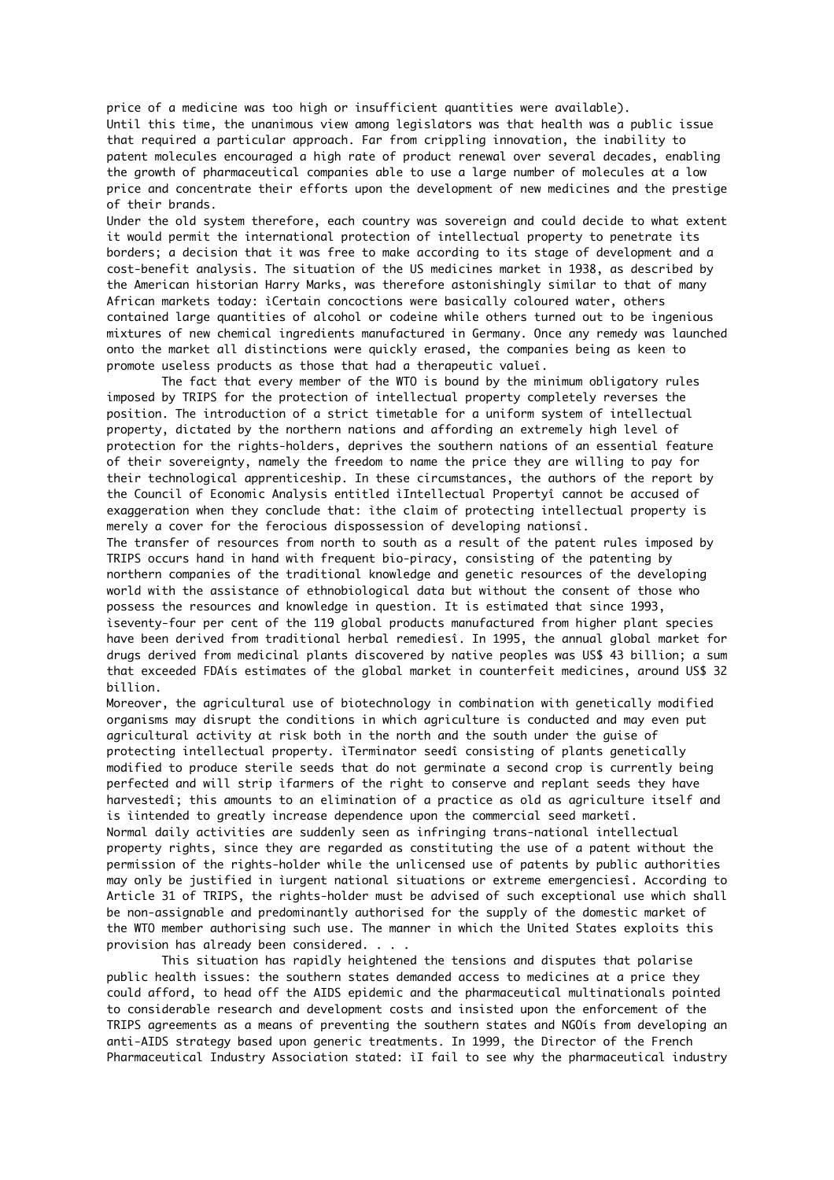price of a medicine was too high or insufficient quantities were available).

Until this time, the unanimous view among legislators was that health was a public issue that required a particular approach. Far from crippling innovation, the inability to patent molecules encouraged a high rate of product renewal over several decades, enabling the growth of pharmaceutical companies able to use a large number of molecules at a low price and concentrate their efforts upon the development of new medicines and the prestige of their brands.

Under the old system therefore, each country was sovereign and could decide to what extent it would permit the international protection of intellectual property to penetrate its borders; a decision that it was free to make according to its stage of development and a cost-benefit analysis. The situation of the US medicines market in 1938, as described by the American historian Harry Marks, was therefore astonishingly similar to that of many African markets today: ìCertain concoctions were basically coloured water, others contained large quantities of alcohol or codeine while others turned out to be ingenious mixtures of new chemical ingredients manufactured in Germany. Once any remedy was launched onto the market all distinctions were quickly erased, the companies being as keen to promote useless products as those that had a therapeutic valueî.

The fact that every member of the WTO is bound by the minimum obligatory rules imposed by TRIPS for the protection of intellectual property completely reverses the position. The introduction of a strict timetable for a uniform system of intellectual property, dictated by the northern nations and affording an extremely high level of protection for the rights-holders, deprives the southern nations of an essential feature of their sovereignty, namely the freedom to name the price they are willing to pay for their technological apprenticeship. In these circumstances, the authors of the report by the Council of Economic Analysis entitled ìIntellectual Propertyî cannot be accused of exaggeration when they conclude that: ìthe claim of protecting intellectual property is merely a cover for the ferocious dispossession of developing nationsî.

The transfer of resources from north to south as a result of the patent rules imposed by TRIPS occurs hand in hand with frequent bio-piracy, consisting of the patenting by northern companies of the traditional knowledge and genetic resources of the developing world with the assistance of ethnobiological data but without the consent of those who possess the resources and knowledge in question. It is estimated that since 1993, ìseventy-four per cent of the 119 global products manufactured from higher plant species have been derived from traditional herbal remediesî. In 1995, the annual global market for drugs derived from medicinal plants discovered by native peoples was US$ 43 billion; a sum that exceeded FDAís estimates of the global market in counterfeit medicines, around US$ 32 billion.

Moreover, the agricultural use of biotechnology in combination with genetically modified organisms may disrupt the conditions in which agriculture is conducted and may even put agricultural activity at risk both in the north and the south under the guise of protecting intellectual property. ìTerminator seedî consisting of plants genetically modified to produce sterile seeds that do not germinate a second crop is currently being perfected and will strip ìfarmers of the right to conserve and replant seeds they have harvestedî; this amounts to an elimination of a practice as old as agriculture itself and is ìintended to greatly increase dependence upon the commercial seed marketî.

Normal daily activities are suddenly seen as infringing trans-national intellectual property rights, since they are regarded as constituting the use of a patent without the permission of the rights-holder while the unlicensed use of patents by public authorities may only be justified in ìurgent national situations or extreme emergenciesî. According to Article 31 of TRIPS, the rights-holder must be advised of such exceptional use which shall be non-assignable and predominantly authorised for the supply of the domestic market of the WTO member authorising such use. The manner in which the United States exploits this provision has already been considered. . . .

This situation has rapidly heightened the tensions and disputes that polarise public health issues: the southern states demanded access to medicines at a price they could afford, to head off the AIDS epidemic and the pharmaceutical multinationals pointed to considerable research and development costs and insisted upon the enforcement of the TRIPS agreements as a means of preventing the southern states and NGOís from developing an anti-AIDS strategy based upon generic treatments. In 1999, the Director of the French Pharmaceutical Industry Association stated: ìI fail to see why the pharmaceutical industry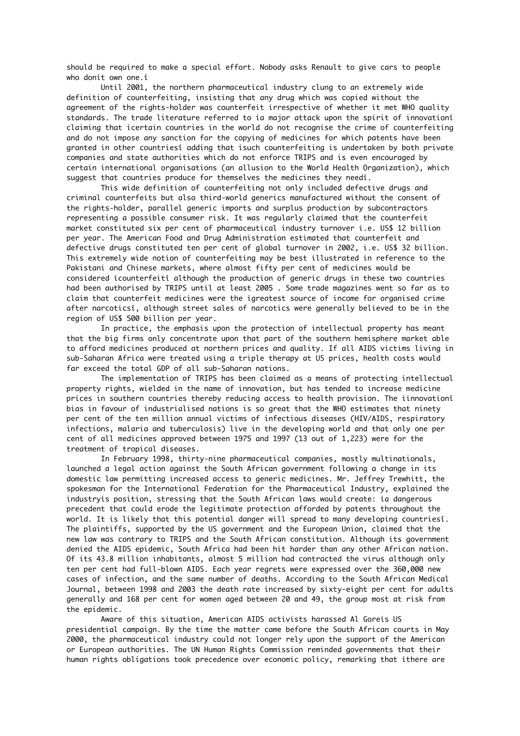should be required to make a special effort. Nobody asks Renault to give cars to people who donít own one.î

Until 2001, the northern pharmaceutical industry clung to an extremely wide definition of counterfeiting, insisting that any drug which was copied without the agreement of the rights-holder was counterfeit irrespective of whether it met WHO quality standards. The trade literature referred to ìa major attack upon the spirit of innovationî claiming that ìcertain countries in the world do not recognise the crime of counterfeiting and do not impose any sanction for the copying of medicines for which patents have been granted in other countriesî adding that ìsuch counterfeiting is undertaken by both private companies and state authorities which do not enforce TRIPS and is even encouraged by certain international organisations (an allusion to the World Health Organization), which suggest that countries produce for themselves the medicines they needî.

This wide definition of counterfeiting not only included defective drugs and criminal counterfeits but also third-world generics manufactured without the consent of the rights-holder, parallel generic imports and surplus production by subcontractors representing a possible consumer risk. It was regularly claimed that the counterfeit market constituted six per cent of pharmaceutical industry turnover i.e. US$ 12 billion per year. The American Food and Drug Administration estimated that counterfeit and defective drugs constituted ten per cent of global turnover in 2002, i.e. US$ 32 billion. This extremely wide notion of counterfeiting may be best illustrated in reference to the Pakistani and Chinese markets, where almost fifty per cent of medicines would be considered ìcounterfeitî although the production of generic drugs in these two countries had been authorised by TRIPS until at least 2005 . Some trade magazines went so far as to claim that counterfeit medicines were the ìgreatest source of income for organised crime after narcoticsî, although street sales of narcotics were generally believed to be in the region of US$ 500 billion per year.

In practice, the emphasis upon the protection of intellectual property has meant that the big firms only concentrate upon that part of the southern hemisphere market able to afford medicines produced at northern prices and quality. If all AIDS victims living in sub-Saharan Africa were treated using a triple therapy at US prices, health costs would far exceed the total GDP of all sub-Saharan nations.

The implementation of TRIPS has been claimed as a means of protecting intellectual property rights, wielded in the name of innovation, but has tended to increase medicine prices in southern countries thereby reducing access to health provision. The ìinnovationî bias in favour of industrialised nations is so great that the WHO estimates that ninety per cent of the ten million annual victims of infectious diseases (HIV/AIDS, respiratory infections, malaria and tuberculosis) live in the developing world and that only one per cent of all medicines approved between 1975 and 1997 (13 out of 1,223) were for the treatment of tropical diseases.

In February 1998, thirty-nine pharmaceutical companies, mostly multinationals, launched a legal action against the South African government following a change in its domestic law permitting increased access to generic medicines. Mr. Jeffrey Trewhitt, the spokesman for the International Federation for the Pharmaceutical Industry, explained the industryís position, stressing that the South African laws would create: ìa dangerous precedent that could erode the legitimate protection afforded by patents throughout the world. It is likely that this potential danger will spread to many developing countriesî. The plaintiffs, supported by the US government and the European Union, claimed that the new law was contrary to TRIPS and the South African constitution. Although its government denied the AIDS epidemic, South Africa had been hit harder than any other African nation. Of its 43.8 million inhabitants, almost 5 million had contracted the virus although only ten per cent had full-blown AIDS. Each year regrets were expressed over the 360,000 new cases of infection, and the same number of deaths. According to the South African Medical Journal, between 1998 and 2003 the death rate increased by sixty-eight per cent for adults generally and 168 per cent for women aged between 20 and 49, the group most at risk from the epidemic.

Aware of this situation, American AIDS activists harassed Al Goreís US presidential campaign. By the time the matter came before the South African courts in May 2000, the pharmaceutical industry could not longer rely upon the support of the American or European authorities. The UN Human Rights Commission reminded governments that their human rights obligations took precedence over economic policy, remarking that ìthere are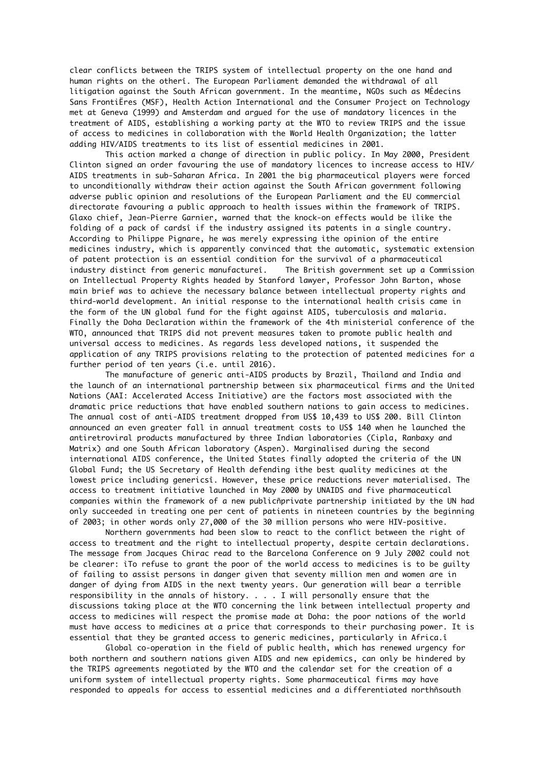clear conflicts between the TRIPS system of intellectual property on the one hand and human rights on the otherî. The European Parliament demanded the withdrawal of all litigation against the South African government. In the meantime, NGOs such as MÈdecins Sans FrontiËres (MSF), Health Action International and the Consumer Project on Technology met at Geneva (1999) and Amsterdam and argued for the use of mandatory licences in the treatment of AIDS, establishing a working party at the WTO to review TRIPS and the issue of access to medicines in collaboration with the World Health Organization; the latter adding HIV/AIDS treatments to its list of essential medicines in 2001.

This action marked a change of direction in public policy. In May 2000, President Clinton signed an order favouring the use of mandatory licences to increase access to HIV/AIDS treatments in sub-Saharan Africa. In 2001 the big pharmaceutical players were forced to unconditionally withdraw their action against the South African government following adverse public opinion and resolutions of the European Parliament and the EU commercial directorate favouring a public approach to health issues within the framework of TRIPS. Glaxo chief, Jean-Pierre Garnier, warned that the knock-on effects would be ìlike the folding of a pack of cardsî if the industry assigned its patents in a single country. According to Philippe Pignare, he was merely expressing ìthe opinion of the entire medicines industry, which is apparently convinced that the automatic, systematic extension of patent protection is an essential condition for the survival of a pharmaceutical industry distinct from generic manufactureî. The British government set up a Commission on Intellectual Property Rights headed by Stanford lawyer, Professor John Barton, whose main brief was to achieve the necessary balance between intellectual property rights and third-world development. An initial response to the international health crisis came in the form of the UN global fund for the fight against AIDS, tuberculosis and malaria. Finally the Doha Declaration within the framework of the 4th ministerial conference of the WTO, announced that TRIPS did not prevent measures taken to promote public health and universal access to medicines. As regards less developed nations, it suspended the application of any TRIPS provisions relating to the protection of patented medicines for a further period of ten years (i.e. until 2016).

The manufacture of generic anti-AIDS products by Brazil, Thailand and India and the launch of an international partnership between six pharmaceutical firms and the United Nations (AAI: Accelerated Access Initiative) are the factors most associated with the dramatic price reductions that have enabled southern nations to gain access to medicines. The annual cost of anti-AIDS treatment dropped from US$ 10,439 to US$ 200. Bill Clinton announced an even greater fall in annual treatment costs to US$ 140 when he launched the antiretroviral products manufactured by three Indian laboratories (Cipla, Ranbaxy and Matrix) and one South African laboratory (Aspen). Marginalised during the second international AIDS conference, the United States finally adopted the criteria of the UN Global Fund; the US Secretary of Health defending ìthe best quality medicines at the lowest price including genericsî. However, these price reductions never materialised. The access to treatment initiative launched in May 2000 by UNAIDS and five pharmaceutical companies within the framework of a new publicñprivate partnership initiated by the UN had only succeeded in treating one per cent of patients in nineteen countries by the beginning of 2003; in other words only 27,000 of the 30 million persons who were HIV-positive.

Northern governments had been slow to react to the conflict between the right of access to treatment and the right to intellectual property, despite certain declarations. The message from Jacques Chirac read to the Barcelona Conference on 9 July 2002 could not be clearer: ìTo refuse to grant the poor of the world access to medicines is to be guilty of failing to assist persons in danger given that seventy million men and women are in danger of dying from AIDS in the next twenty years. Our generation will bear a terrible responsibility in the annals of history. . . . I will personally ensure that the discussions taking place at the WTO concerning the link between intellectual property and access to medicines will respect the promise made at Doha: the poor nations of the world must have access to medicines at a price that corresponds to their purchasing power. It is essential that they be granted access to generic medicines, particularly in Africa.î

Global co-operation in the field of public health, which has renewed urgency for both northern and southern nations given AIDS and new epidemics, can only be hindered by the TRIPS agreements negotiated by the WTO and the calendar set for the creation of a uniform system of intellectual property rights. Some pharmaceutical firms may have responded to appeals for access to essential medicines and a differentiated northñsouth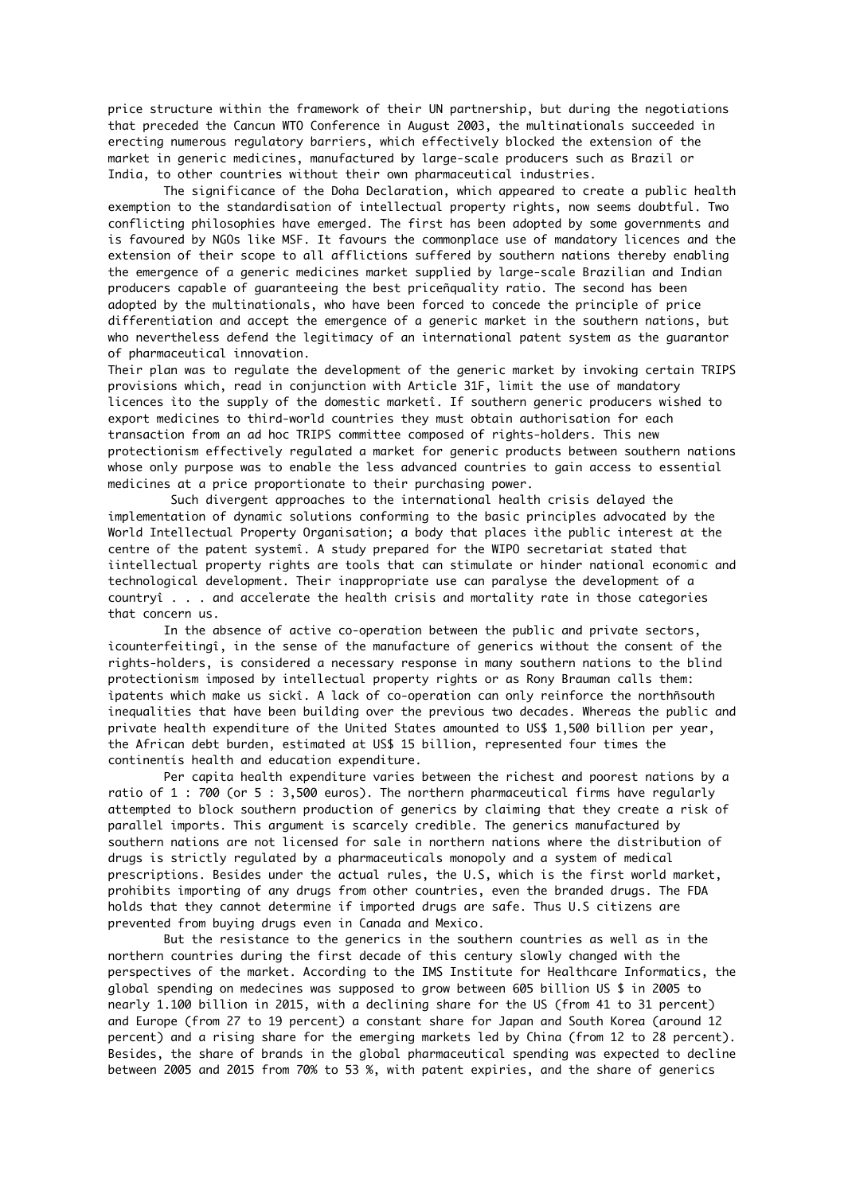price structure within the framework of their UN partnership, but during the negotiations that preceded the Cancun WTO Conference in August 2003, the multinationals succeeded in erecting numerous regulatory barriers, which effectively blocked the extension of the market in generic medicines, manufactured by large-scale producers such as Brazil or India, to other countries without their own pharmaceutical industries.

The significance of the Doha Declaration, which appeared to create a public health exemption to the standardisation of intellectual property rights, now seems doubtful. Two conflicting philosophies have emerged. The first has been adopted by some governments and is favoured by NGOs like MSF. It favours the commonplace use of mandatory licences and the extension of their scope to all afflictions suffered by southern nations thereby enabling the emergence of a generic medicines market supplied by large-scale Brazilian and Indian producers capable of guaranteeing the best priceñquality ratio. The second has been adopted by the multinationals, who have been forced to concede the principle of price differentiation and accept the emergence of a generic market in the southern nations, but who nevertheless defend the legitimacy of an international patent system as the guarantor of pharmaceutical innovation.

Their plan was to regulate the development of the generic market by invoking certain TRIPS provisions which, read in conjunction with Article 31F, limit the use of mandatory licences ìto the supply of the domestic marketî. If southern generic producers wished to export medicines to third-world countries they must obtain authorisation for each transaction from an ad hoc TRIPS committee composed of rights-holders. This new protectionism effectively regulated a market for generic products between southern nations whose only purpose was to enable the less advanced countries to gain access to essential medicines at a price proportionate to their purchasing power.

Such divergent approaches to the international health crisis delayed the implementation of dynamic solutions conforming to the basic principles advocated by the World Intellectual Property Organisation; a body that places ìthe public interest at the centre of the patent systemî. A study prepared for the WIPO secretariat stated that ìintellectual property rights are tools that can stimulate or hinder national economic and technological development. Their inappropriate use can paralyse the development of a countryî . . . and accelerate the health crisis and mortality rate in those categories that concern us.

In the absence of active co-operation between the public and private sectors, ìcounterfeitingî, in the sense of the manufacture of generics without the consent of the rights-holders, is considered a necessary response in many southern nations to the blind protectionism imposed by intellectual property rights or as Rony Brauman calls them: ìpatents which make us sickî. A lack of co-operation can only reinforce the northñsouth inequalities that have been building over the previous two decades. Whereas the public and private health expenditure of the United States amounted to US$ 1,500 billion per year, the African debt burden, estimated at US$ 15 billion, represented four times the continentís health and education expenditure.

Per capita health expenditure varies between the richest and poorest nations by a ratio of 1 : 700 (or 5 : 3,500 euros). The northern pharmaceutical firms have regularly attempted to block southern production of generics by claiming that they create a risk of parallel imports. This argument is scarcely credible. The generics manufactured by southern nations are not licensed for sale in northern nations where the distribution of drugs is strictly regulated by a pharmaceuticals monopoly and a system of medical prescriptions. Besides under the actual rules, the U.S, which is the first world market, prohibits importing of any drugs from other countries, even the branded drugs. The FDA holds that they cannot determine if imported drugs are safe. Thus U.S citizens are prevented from buying drugs even in Canada and Mexico.

But the resistance to the generics in the southern countries as well as in the northern countries during the first decade of this century slowly changed with the perspectives of the market. According to the IMS Institute for Healthcare Informatics, the global spending on medecines was supposed to grow between 605 billion US $ in 2005 to nearly 1.100 billion in 2015, with a declining share for the US (from 41 to 31 percent) and Europe (from 27 to 19 percent) a constant share for Japan and South Korea (around 12 percent) and a rising share for the emerging markets led by China (from 12 to 28 percent). Besides, the share of brands in the global pharmaceutical spending was expected to decline between 2005 and 2015 from 70% to 53 %, with patent expiries, and the share of generics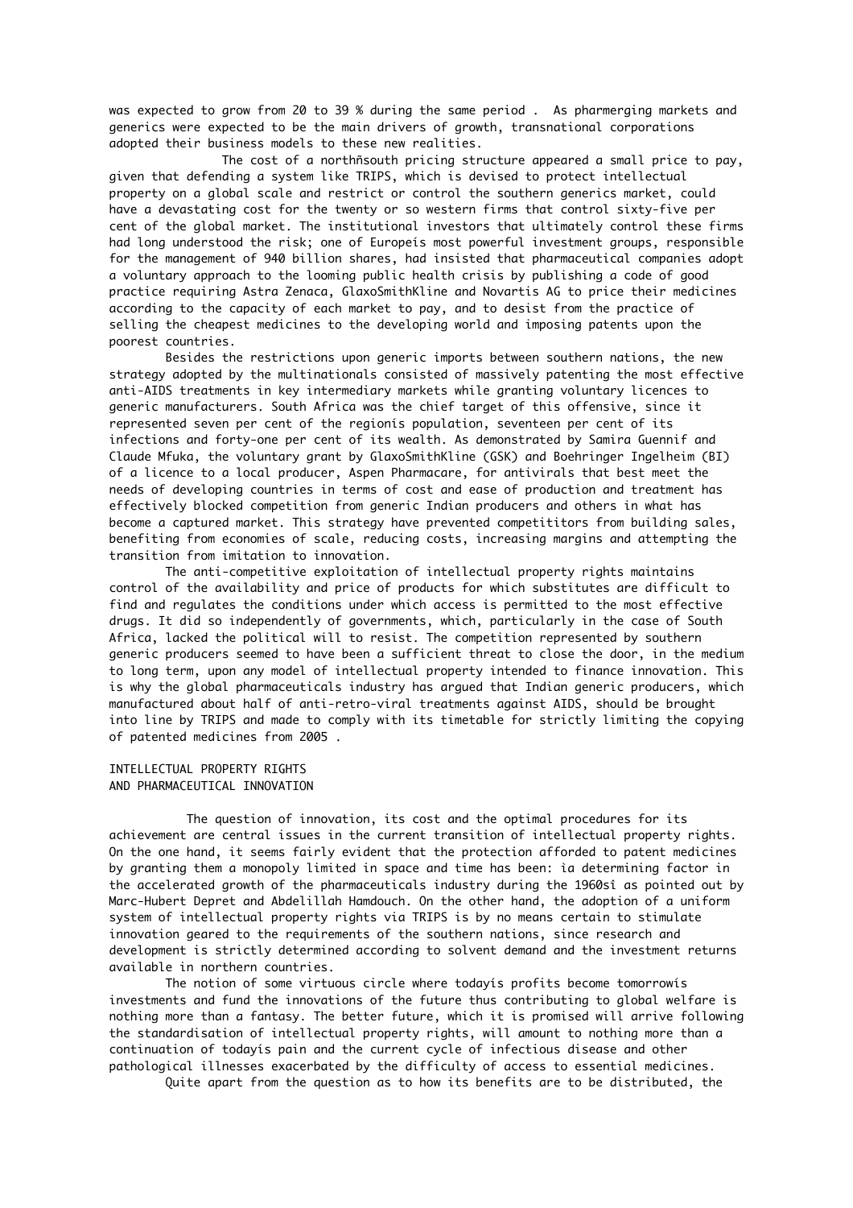was expected to grow from 20 to 39 % during the same period . As pharmerging markets and generics were expected to be the main drivers of growth, transnational corporations adopted their business models to these new realities.

The cost of a northñsouth pricing structure appeared a small price to pay, given that defending a system like TRIPS, which is devised to protect intellectual property on a global scale and restrict or control the southern generics market, could have a devastating cost for the twenty or so western firms that control sixty-five per cent of the global market. The institutional investors that ultimately control these firms had long understood the risk; one of Europeís most powerful investment groups, responsible for the management of 940 billion shares, had insisted that pharmaceutical companies adopt a voluntary approach to the looming public health crisis by publishing a code of good practice requiring Astra Zenaca, GlaxoSmithKline and Novartis AG to price their medicines according to the capacity of each market to pay, and to desist from the practice of selling the cheapest medicines to the developing world and imposing patents upon the poorest countries.

Besides the restrictions upon generic imports between southern nations, the new strategy adopted by the multinationals consisted of massively patenting the most effective anti-AIDS treatments in key intermediary markets while granting voluntary licences to generic manufacturers. South Africa was the chief target of this offensive, since it represented seven per cent of the regionís population, seventeen per cent of its infections and forty-one per cent of its wealth. As demonstrated by Samira Guennif and Claude Mfuka, the voluntary grant by GlaxoSmithKline (GSK) and Boehringer Ingelheim (BI) of a licence to a local producer, Aspen Pharmacare, for antivirals that best meet the needs of developing countries in terms of cost and ease of production and treatment has effectively blocked competition from generic Indian producers and others in what has become a captured market. This strategy have prevented competititors from building sales, benefiting from economies of scale, reducing costs, increasing margins and attempting the transition from imitation to innovation.

The anti-competitive exploitation of intellectual property rights maintains control of the availability and price of products for which substitutes are difficult to find and regulates the conditions under which access is permitted to the most effective drugs. It did so independently of governments, which, particularly in the case of South Africa, lacked the political will to resist. The competition represented by southern generic producers seemed to have been a sufficient threat to close the door, in the medium to long term, upon any model of intellectual property intended to finance innovation. This is why the global pharmaceuticals industry has argued that Indian generic producers, which manufactured about half of anti-retro-viral treatments against AIDS, should be brought into line by TRIPS and made to comply with its timetable for strictly limiting the copying of patented medicines from 2005 .

## INTELLECTUAL PROPERTY RIGHTS AND PHARMACEUTICAL INNOVATION

The question of innovation, its cost and the optimal procedures for its achievement are central issues in the current transition of intellectual property rights. On the one hand, it seems fairly evident that the protection afforded to patent medicines by granting them a monopoly limited in space and time has been: ìa determining factor in the accelerated growth of the pharmaceuticals industry during the 1960sî as pointed out by Marc-Hubert Depret and Abdelillah Hamdouch. On the other hand, the adoption of a uniform system of intellectual property rights via TRIPS is by no means certain to stimulate innovation geared to the requirements of the southern nations, since research and development is strictly determined according to solvent demand and the investment returns available in northern countries.

The notion of some virtuous circle where todayís profits become tomorrowís investments and fund the innovations of the future thus contributing to global welfare is nothing more than a fantasy. The better future, which it is promised will arrive following the standardisation of intellectual property rights, will amount to nothing more than a continuation of todayís pain and the current cycle of infectious disease and other pathological illnesses exacerbated by the difficulty of access to essential medicines.

Quite apart from the question as to how its benefits are to be distributed, the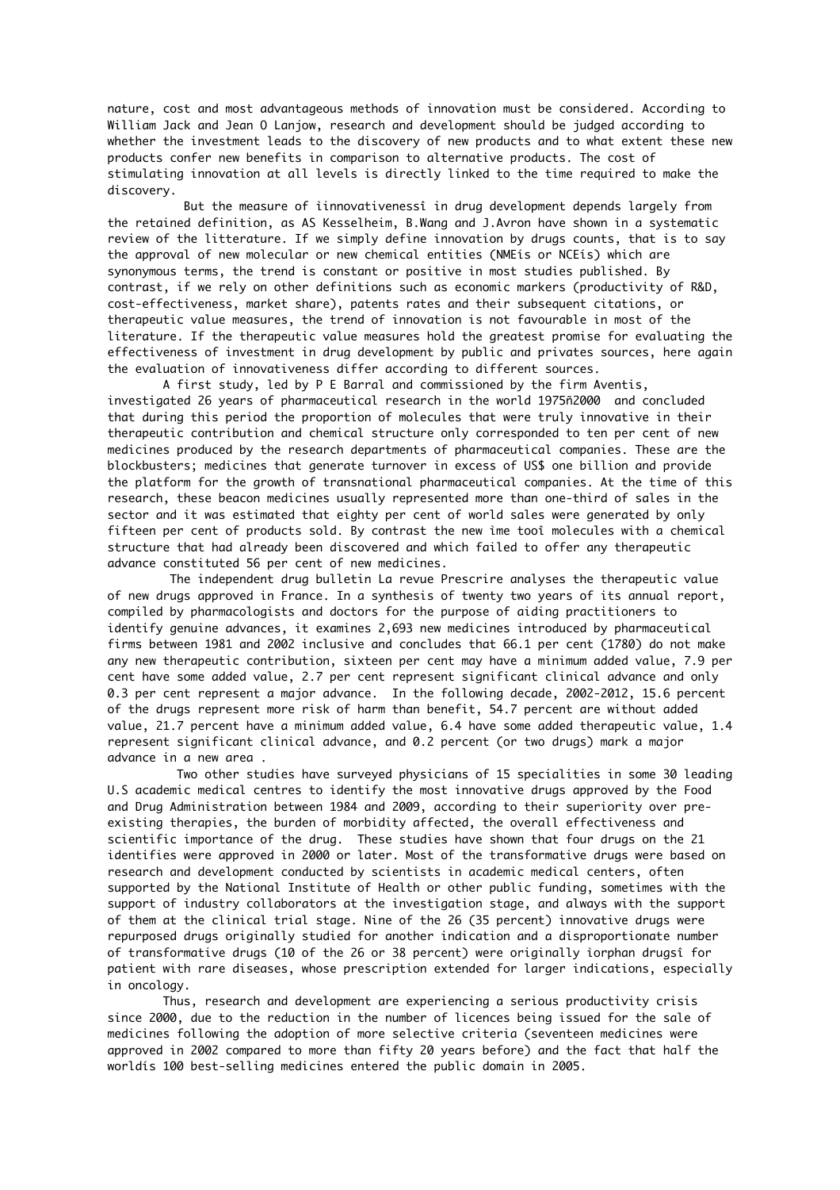nature, cost and most advantageous methods of innovation must be considered. According to William Jack and Jean O Lanjow, research and development should be judged according to whether the investment leads to the discovery of new products and to what extent these new products confer new benefits in comparison to alternative products. The cost of stimulating innovation at all levels is directly linked to the time required to make the discovery.

But the measure of ìinnovativenessî in drug development depends largely from the retained definition, as AS Kesselheim, B.Wang and J.Avron have shown in a systematic review of the litterature. If we simply define innovation by drugs counts, that is to say the approval of new molecular or new chemical entities (NMEís or NCEís) which are synonymous terms, the trend is constant or positive in most studies published. By contrast, if we rely on other definitions such as economic markers (productivity of R&D, cost-effectiveness, market share), patents rates and their subsequent citations, or therapeutic value measures, the trend of innovation is not favourable in most of the literature. If the therapeutic value measures hold the greatest promise for evaluating the effectiveness of investment in drug development by public and privates sources, here again the evaluation of innovativeness differ according to different sources.

A first study, led by P E Barral and commissioned by the firm Aventis, investigated 26 years of pharmaceutical research in the world 1975ñ2000 and concluded that during this period the proportion of molecules that were truly innovative in their therapeutic contribution and chemical structure only corresponded to ten per cent of new medicines produced by the research departments of pharmaceutical companies. These are the blockbusters; medicines that generate turnover in excess of US$ one billion and provide the platform for the growth of transnational pharmaceutical companies. At the time of this research, these beacon medicines usually represented more than one-third of sales in the sector and it was estimated that eighty per cent of world sales were generated by only fifteen per cent of products sold. By contrast the new ìme tooî molecules with a chemical structure that had already been discovered and which failed to offer any therapeutic advance constituted 56 per cent of new medicines.

The independent drug bulletin La revue Prescrire analyses the therapeutic value of new drugs approved in France. In a synthesis of twenty two years of its annual report, compiled by pharmacologists and doctors for the purpose of aiding practitioners to identify genuine advances, it examines 2,693 new medicines introduced by pharmaceutical firms between 1981 and 2002 inclusive and concludes that 66.1 per cent (1780) do not make any new therapeutic contribution, sixteen per cent may have a minimum added value, 7.9 per cent have some added value, 2.7 per cent represent significant clinical advance and only 0.3 per cent represent a major advance. In the following decade, 2002-2012, 15.6 percent of the drugs represent more risk of harm than benefit, 54.7 percent are without added value, 21.7 percent have a minimum added value, 6.4 have some added therapeutic value, 1.4 represent significant clinical advance, and 0.2 percent (or two drugs) mark a major advance in a new area .

Two other studies have surveyed physicians of 15 specialities in some 30 leading U.S academic medical centres to identify the most innovative drugs approved by the Food and Drug Administration between 1984 and 2009, according to their superiority over pre-existing therapies, the burden of morbidity affected, the overall effectiveness and scientific importance of the drug. These studies have shown that four drugs on the 21 identifies were approved in 2000 or later. Most of the transformative drugs were based on research and development conducted by scientists in academic medical centers, often supported by the National Institute of Health or other public funding, sometimes with the support of industry collaborators at the investigation stage, and always with the support of them at the clinical trial stage. Nine of the 26 (35 percent) innovative drugs were repurposed drugs originally studied for another indication and a disproportionate number of transformative drugs (10 of the 26 or 38 percent) were originally ìorphan drugsî for patient with rare diseases, whose prescription extended for larger indications, especially in oncology.

Thus, research and development are experiencing a serious productivity crisis since 2000, due to the reduction in the number of licences being issued for the sale of medicines following the adoption of more selective criteria (seventeen medicines were approved in 2002 compared to more than fifty 20 years before) and the fact that half the worldís 100 best-selling medicines entered the public domain in 2005.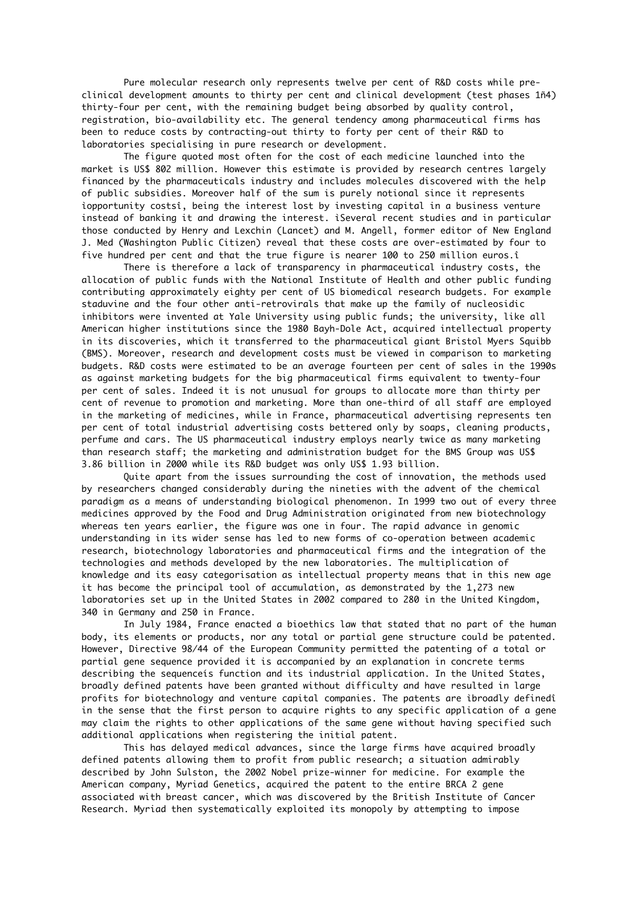Pure molecular research only represents twelve per cent of R&D costs while pre-clinical development amounts to thirty per cent and clinical development (test phases 1ñ4) thirty-four per cent, with the remaining budget being absorbed by quality control, registration, bio-availability etc. The general tendency among pharmaceutical firms has been to reduce costs by contracting-out thirty to forty per cent of their R&D to laboratories specialising in pure research or development.

The figure quoted most often for the cost of each medicine launched into the market is US$ 802 million. However this estimate is provided by research centres largely financed by the pharmaceuticals industry and includes molecules discovered with the help of public subsidies. Moreover half of the sum is purely notional since it represents ìopportunity costsî, being the interest lost by investing capital in a business venture instead of banking it and drawing the interest. ìSeveral recent studies and in particular those conducted by Henry and Lexchin (Lancet) and M. Angell, former editor of New England J. Med (Washington Public Citizen) reveal that these costs are over-estimated by four to five hundred per cent and that the true figure is nearer 100 to 250 million euros.î

There is therefore a lack of transparency in pharmaceutical industry costs, the allocation of public funds with the National Institute of Health and other public funding contributing approximately eighty per cent of US biomedical research budgets. For example staduvine and the four other anti-retrovirals that make up the family of nucleosidic inhibitors were invented at Yale University using public funds; the university, like all American higher institutions since the 1980 Bayh-Dole Act, acquired intellectual property in its discoveries, which it transferred to the pharmaceutical giant Bristol Myers Squibb (BMS). Moreover, research and development costs must be viewed in comparison to marketing budgets. R&D costs were estimated to be an average fourteen per cent of sales in the 1990s as against marketing budgets for the big pharmaceutical firms equivalent to twenty-four per cent of sales. Indeed it is not unusual for groups to allocate more than thirty per cent of revenue to promotion and marketing. More than one-third of all staff are employed in the marketing of medicines, while in France, pharmaceutical advertising represents ten per cent of total industrial advertising costs bettered only by soaps, cleaning products, perfume and cars. The US pharmaceutical industry employs nearly twice as many marketing than research staff; the marketing and administration budget for the BMS Group was US$ 3.86 billion in 2000 while its R&D budget was only US$ 1.93 billion.

Quite apart from the issues surrounding the cost of innovation, the methods used by researchers changed considerably during the nineties with the advent of the chemical paradigm as a means of understanding biological phenomenon. In 1999 two out of every three medicines approved by the Food and Drug Administration originated from new biotechnology whereas ten years earlier, the figure was one in four. The rapid advance in genomic understanding in its wider sense has led to new forms of co-operation between academic research, biotechnology laboratories and pharmaceutical firms and the integration of the technologies and methods developed by the new laboratories. The multiplication of knowledge and its easy categorisation as intellectual property means that in this new age it has become the principal tool of accumulation, as demonstrated by the 1,273 new laboratories set up in the United States in 2002 compared to 280 in the United Kingdom, 340 in Germany and 250 in France.

In July 1984, France enacted a bioethics law that stated that no part of the human body, its elements or products, nor any total or partial gene structure could be patented. However, Directive 98/44 of the European Community permitted the patenting of a total or partial gene sequence provided it is accompanied by an explanation in concrete terms describing the sequenceís function and its industrial application. In the United States, broadly defined patents have been granted without difficulty and have resulted in large profits for biotechnology and venture capital companies. The patents are ìbroadly definedî in the sense that the first person to acquire rights to any specific application of a gene may claim the rights to other applications of the same gene without having specified such additional applications when registering the initial patent.

This has delayed medical advances, since the large firms have acquired broadly defined patents allowing them to profit from public research; a situation admirably described by John Sulston, the 2002 Nobel prize-winner for medicine. For example the American company, Myriad Genetics, acquired the patent to the entire BRCA 2 gene associated with breast cancer, which was discovered by the British Institute of Cancer Research. Myriad then systematically exploited its monopoly by attempting to impose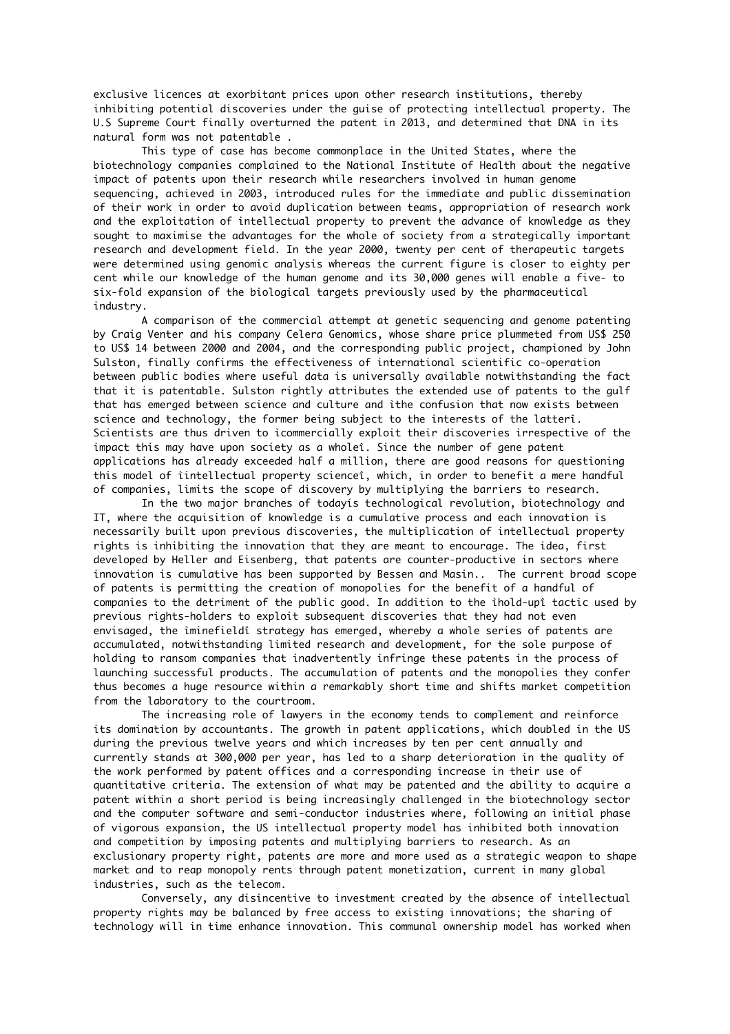exclusive licences at exorbitant prices upon other research institutions, thereby inhibiting potential discoveries under the guise of protecting intellectual property. The U.S Supreme Court finally overturned the patent in 2013, and determined that DNA in its natural form was not patentable .

This type of case has become commonplace in the United States, where the biotechnology companies complained to the National Institute of Health about the negative impact of patents upon their research while researchers involved in human genome sequencing, achieved in 2003, introduced rules for the immediate and public dissemination of their work in order to avoid duplication between teams, appropriation of research work and the exploitation of intellectual property to prevent the advance of knowledge as they sought to maximise the advantages for the whole of society from a strategically important research and development field. In the year 2000, twenty per cent of therapeutic targets were determined using genomic analysis whereas the current figure is closer to eighty per cent while our knowledge of the human genome and its 30,000 genes will enable a five- to six-fold expansion of the biological targets previously used by the pharmaceutical industry.

A comparison of the commercial attempt at genetic sequencing and genome patenting by Craig Venter and his company Celera Genomics, whose share price plummeted from US$ 250 to US$ 14 between 2000 and 2004, and the corresponding public project, championed by John Sulston, finally confirms the effectiveness of international scientific co-operation between public bodies where useful data is universally available notwithstanding the fact that it is patentable. Sulston rightly attributes the extended use of patents to the gulf that has emerged between science and culture and ìthe confusion that now exists between science and technology, the former being subject to the interests of the latterî. Scientists are thus driven to ìcommercially exploit their discoveries irrespective of the impact this may have upon society as a wholeî. Since the number of gene patent applications has already exceeded half a million, there are good reasons for questioning this model of ìintellectual property scienceî, which, in order to benefit a mere handful of companies, limits the scope of discovery by multiplying the barriers to research.

In the two major branches of todayís technological revolution, biotechnology and IT, where the acquisition of knowledge is a cumulative process and each innovation is necessarily built upon previous discoveries, the multiplication of intellectual property rights is inhibiting the innovation that they are meant to encourage. The idea, first developed by Heller and Eisenberg, that patents are counter-productive in sectors where innovation is cumulative has been supported by Bessen and Masin.. The current broad scope of patents is permitting the creation of monopolies for the benefit of a handful of companies to the detriment of the public good. In addition to the ìhold-upî tactic used by previous rights-holders to exploit subsequent discoveries that they had not even envisaged, the ìminefieldî strategy has emerged, whereby a whole series of patents are accumulated, notwithstanding limited research and development, for the sole purpose of holding to ransom companies that inadvertently infringe these patents in the process of launching successful products. The accumulation of patents and the monopolies they confer thus becomes a huge resource within a remarkably short time and shifts market competition from the laboratory to the courtroom.

The increasing role of lawyers in the economy tends to complement and reinforce its domination by accountants. The growth in patent applications, which doubled in the US during the previous twelve years and which increases by ten per cent annually and currently stands at 300,000 per year, has led to a sharp deterioration in the quality of the work performed by patent offices and a corresponding increase in their use of quantitative criteria. The extension of what may be patented and the ability to acquire a patent within a short period is being increasingly challenged in the biotechnology sector and the computer software and semi-conductor industries where, following an initial phase of vigorous expansion, the US intellectual property model has inhibited both innovation and competition by imposing patents and multiplying barriers to research. As an exclusionary property right, patents are more and more used as a strategic weapon to shape market and to reap monopoly rents through patent monetization, current in many global industries, such as the telecom.

Conversely, any disincentive to investment created by the absence of intellectual property rights may be balanced by free access to existing innovations; the sharing of technology will in time enhance innovation. This communal ownership model has worked when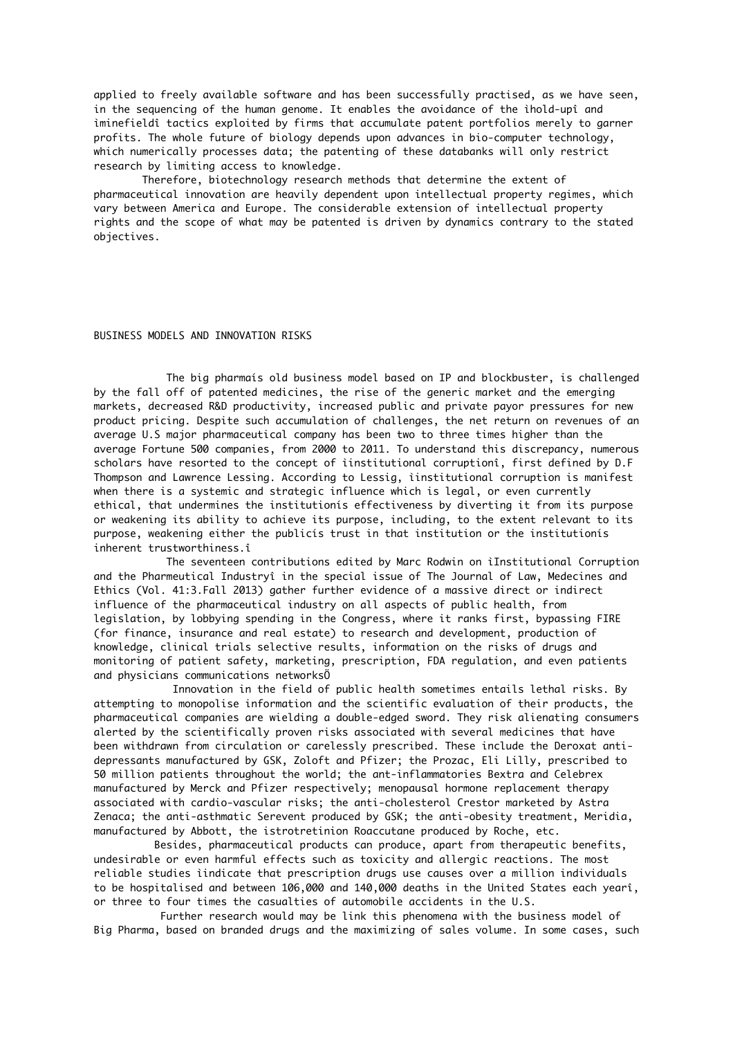applied to freely available software and has been successfully practised, as we have seen, in the sequencing of the human genome. It enables the avoidance of the ìhold-upî and ìminefieldî tactics exploited by firms that accumulate patent portfolios merely to garner profits. The whole future of biology depends upon advances in bio-computer technology, which numerically processes data; the patenting of these databanks will only restrict research by limiting access to knowledge.

Therefore, biotechnology research methods that determine the extent of pharmaceutical innovation are heavily dependent upon intellectual property regimes, which vary between America and Europe. The considerable extension of intellectual property rights and the scope of what may be patented is driven by dynamics contrary to the stated objectives.

## BUSINESS MODELS AND INNOVATION RISKS

The big pharmaís old business model based on IP and blockbuster, is challenged by the fall off of patented medicines, the rise of the generic market and the emerging markets, decreased R&D productivity, increased public and private payor pressures for new product pricing. Despite such accumulation of challenges, the net return on revenues of an average U.S major pharmaceutical company has been two to three times higher than the average Fortune 500 companies, from 2000 to 2011. To understand this discrepancy, numerous scholars have resorted to the concept of ìinstitutional corruptionî, first defined by D.F Thompson and Lawrence Lessing. According to Lessig, ìinstitutional corruption is manifest when there is a systemic and strategic influence which is legal, or even currently ethical, that undermines the institutionís effectiveness by diverting it from its purpose or weakening its ability to achieve its purpose, including, to the extent relevant to its purpose, weakening either the publicís trust in that institution or the institutionís inherent trustworthiness.î

The seventeen contributions edited by Marc Rodwin on ìInstitutional Corruption and the Pharmeutical Industryî in the special issue of The Journal of Law, Medecines and Ethics (Vol. 41:3.Fall 2013) gather further evidence of a massive direct or indirect influence of the pharmaceutical industry on all aspects of public health, from legislation, by lobbying spending in the Congress, where it ranks first, bypassing FIRE (for finance, insurance and real estate) to research and development, production of knowledge, clinical trials selective results, information on the risks of drugs and monitoring of patient safety, marketing, prescription, FDA regulation, and even patients and physicians communications networksÖ

Innovation in the field of public health sometimes entails lethal risks. By attempting to monopolise information and the scientific evaluation of their products, the pharmaceutical companies are wielding a double-edged sword. They risk alienating consumers alerted by the scientifically proven risks associated with several medicines that have been withdrawn from circulation or carelessly prescribed. These include the Deroxat anti-depressants manufactured by GSK, Zoloft and Pfizer; the Prozac, Eli Lilly, prescribed to 50 million patients throughout the world; the ant-inflammatories Bextra and Celebrex manufactured by Merck and Pfizer respectively; menopausal hormone replacement therapy associated with cardio-vascular risks; the anti-cholesterol Crestor marketed by Astra Zenaca; the anti-asthmatic Serevent produced by GSK; the anti-obesity treatment, Meridia, manufactured by Abbott, the istrotretinion Roaccutane produced by Roche, etc.

Besides, pharmaceutical products can produce, apart from therapeutic benefits, undesirable or even harmful effects such as toxicity and allergic reactions. The most reliable studies ìindicate that prescription drugs use causes over a million individuals to be hospitalised and between 106,000 and 140,000 deaths in the United States each yearî, or three to four times the casualties of automobile accidents in the U.S.

Further research would may be link this phenomena with the business model of Big Pharma, based on branded drugs and the maximizing of sales volume. In some cases, such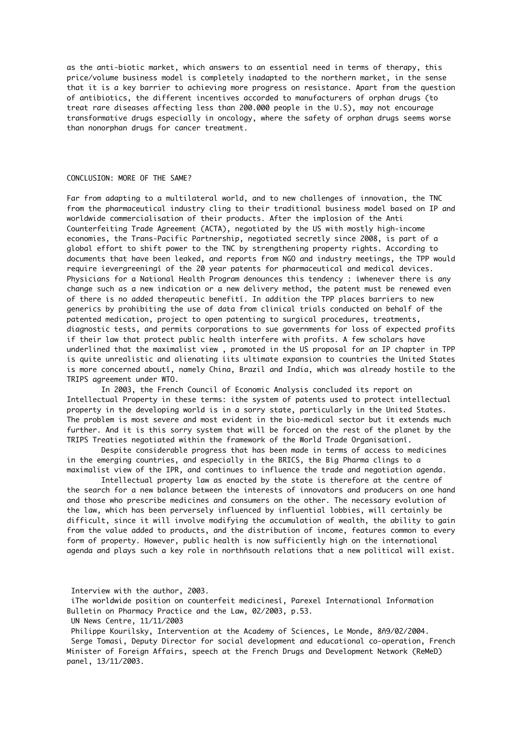as the anti-biotic market, which answers to an essential need in terms of therapy, this price/volume business model is completely inadapted to the northern market, in the sense that it is a key barrier to achieving more progress on resistance. Apart from the question of antibiotics, the different incentives accorded to manufacturers of orphan drugs (to treat rare diseases affecting less than 200.000 people in the U.S), may not encourage transformative drugs especially in oncology, where the safety of orphan drugs seems worse than nonorphan drugs for cancer treatment.

## CONCLUSION: MORE OF THE SAME?

Far from adapting to a multilateral world, and to new challenges of innovation, the TNC from the pharmaceutical industry cling to their traditional business model based on IP and worldwide commercialisation of their products. After the implosion of the Anti Counterfeiting Trade Agreement (ACTA), negotiated by the US with mostly high-income economies, the Trans-Pacific Partnership, negotiated secretly since 2008, is part of a global effort to shift power to the TNC by strengthening property rights. According to documents that have been leaked, and reports from NGO and industry meetings, the TPP would require ìevergreeningî of the 20 year patents for pharmaceutical and medical devices. Physicians for a National Health Program denounces this tendency : ìwhenever there is any change such as a new indication or a new delivery method, the patent must be renewed even of there is no added therapeutic benefitî. In addition the TPP places barriers to new generics by prohibiting the use of data from clinical trials conducted on behalf of the patented medication, project to open patenting to surgical procedures, treatments, diagnostic tests, and permits corporations to sue governments for loss of expected profits if their law that protect public health interfere with profits. A few scholars have underlined that the maximalist view , promoted in the US proposal for an IP chapter in TPP is quite unrealistic and alienating ìits ultimate expansion to countries the United States is more concerned aboutî, namely China, Brazil and India, which was already hostile to the TRIPS agreement under WTO.

In 2003, the French Council of Economic Analysis concluded its report on Intellectual Property in these terms: ìthe system of patents used to protect intellectual property in the developing world is in a sorry state, particularly in the United States. The problem is most severe and most evident in the bio-medical sector but it extends much further. And it is this sorry system that will be forced on the rest of the planet by the TRIPS Treaties negotiated within the framework of the World Trade Organisationî.

Despite considerable progress that has been made in terms of access to medicines in the emerging countries, and especially in the BRICS, the Big Pharma clings to a maximalist view of the IPR, and continues to influence the trade and negotiation agenda.

Intellectual property law as enacted by the state is therefore at the centre of the search for a new balance between the interests of innovators and producers on one hand and those who prescribe medicines and consumers on the other. The necessary evolution of the law, which has been perversely influenced by influential lobbies, will certainly be difficult, since it will involve modifying the accumulation of wealth, the ability to gain from the value added to products, and the distribution of income, features common to every form of property. However, public health is now sufficiently high on the international agenda and plays such a key role in northñsouth relations that a new political will exist.

Interview with the author, 2003.

ìThe worldwide position on counterfeit medicinesî, Parexel International Information Bulletin on Pharmacy Practice and the Law, 02/2003, p.53.

UN News Centre, 11/11/2003

Philippe Kourilsky, Intervention at the Academy of Sciences, Le Monde, 8ñ9/02/2004.

Serge Tomasi, Deputy Director for social development and educational co-operation, French Minister of Foreign Affairs, speech at the French Drugs and Development Network (ReMeD) panel, 13/11/2003.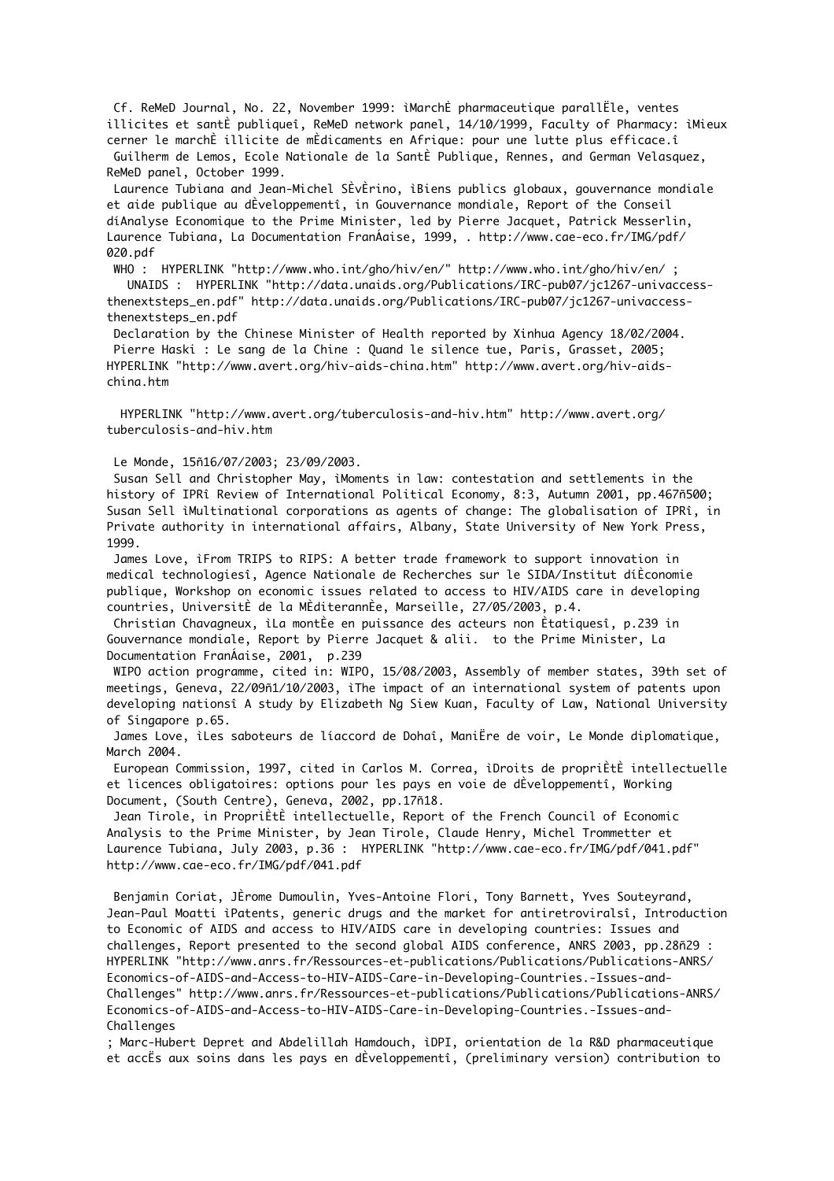Cf. ReMeD Journal, No. 22, November 1999: ìMarchÈ pharmaceutique parallËle, ventes illicites et santÈ publiqueî, ReMeD network panel, 14/10/1999, Faculty of Pharmacy: ìMieux cerner le marchÈ illicite de mÈdicaments en Afrique: pour une lutte plus efficace.î

Guilherm de Lemos, Ecole Nationale de la SantÈ Publique, Rennes, and German Velasquez, ReMeD panel, October 1999.

Laurence Tubiana and Jean-Michel SÈvÈrino, ìBiens publics globaux, gouvernance mondiale et aide publique au dÈveloppementî, in Gouvernance mondiale, Report of the Conseil díAnalyse Economique to the Prime Minister, led by Pierre Jacquet, Patrick Messerlin, Laurence Tubiana, La Documentation FranÁaise, 1999, . http://www.cae-eco.fr/IMG/pdf/020.pdf

WHO : HYPERLINK "http://www.who.int/gho/hiv/en/" http://www.who.int/gho/hiv/en/ ;
UNAIDS : HYPERLINK "http://data.unaids.org/Publications/IRC-pub07/jc1267-univaccess-thenextsteps_en.pdf" http://data.unaids.org/Publications/IRC-pub07/jc1267-univaccess-thenextsteps_en.pdf

Declaration by the Chinese Minister of Health reported by Xinhua Agency 18/02/2004.

Pierre Haski : Le sang de la Chine : Quand le silence tue, Paris, Grasset, 2005; HYPERLINK "http://www.avert.org/hiv-aids-china.htm" http://www.avert.org/hiv-aids-china.htm

HYPERLINK "http://www.avert.org/tuberculosis-and-hiv.htm" http://www.avert.org/tuberculosis-and-hiv.htm

Le Monde, 15ñ16/07/2003; 23/09/2003.

Susan Sell and Christopher May, ìMoments in law: contestation and settlements in the history of IPRî Review of International Political Economy, 8:3, Autumn 2001, pp.467ñ500; Susan Sell ìMultinational corporations as agents of change: The globalisation of IPRî, in Private authority in international affairs, Albany, State University of New York Press, 1999.

James Love, ìFrom TRIPS to RIPS: A better trade framework to support innovation in medical technologiesî, Agence Nationale de Recherches sur le SIDA/Institut díÈconomie publique, Workshop on economic issues related to access to HIV/AIDS care in developing countries, UniversitÈ de la MÈditerannÈe, Marseille, 27/05/2003, p.4.

Christian Chavagneux, ìLa montÈe en puissance des acteurs non Ètatiquesî, p.239 in Gouvernance mondiale, Report by Pierre Jacquet & alii. to the Prime Minister, La Documentation FranÁaise, 2001, p.239

WIPO action programme, cited in: WIPO, 15/08/2003, Assembly of member states, 39th set of meetings, Geneva, 22/09ñ1/10/2003, ìThe impact of an international system of patents upon developing nationsî A study by Elizabeth Ng Siew Kuan, Faculty of Law, National University of Singapore p.65.

James Love, ìLes saboteurs de líaccord de Dohaî, ManiËre de voir, Le Monde diplomatique, March 2004.

European Commission, 1997, cited in Carlos M. Correa, ìDroits de propriÈtÈ intellectuelle et licences obligatoires: options pour les pays en voie de dÈveloppementî, Working Document, (South Centre), Geneva, 2002, pp.17ñ18.

Jean Tirole, in PropriÈtÈ intellectuelle, Report of the French Council of Economic Analysis to the Prime Minister, by Jean Tirole, Claude Henry, Michel Trommetter et Laurence Tubiana, July 2003, p.36 : HYPERLINK "http://www.cae-eco.fr/IMG/pdf/041.pdf" http://www.cae-eco.fr/IMG/pdf/041.pdf

Benjamin Coriat, JÈrome Dumoulin, Yves-Antoine Flori, Tony Barnett, Yves Souteyrand, Jean-Paul Moatti ìPatents, generic drugs and the market for antiretroviralsî, Introduction to Economic of AIDS and access to HIV/AIDS care in developing countries: Issues and challenges, Report presented to the second global AIDS conference, ANRS 2003, pp.28ñ29 : HYPERLINK "http://www.anrs.fr/Ressources-et-publications/Publications/Publications-ANRS/Economics-of-AIDS-and-Access-to-HIV-AIDS-Care-in-Developing-Countries.-Issues-and-Challenges" http://www.anrs.fr/Ressources-et-publications/Publications/Publications-ANRS/Economics-of-AIDS-and-Access-to-HIV-AIDS-Care-in-Developing-Countries.-Issues-and-Challenges

; Marc-Hubert Depret and Abdelillah Hamdouch, ìDPI, orientation de la R&D pharmaceutique et accËs aux soins dans les pays en dÈveloppementî, (preliminary version) contribution to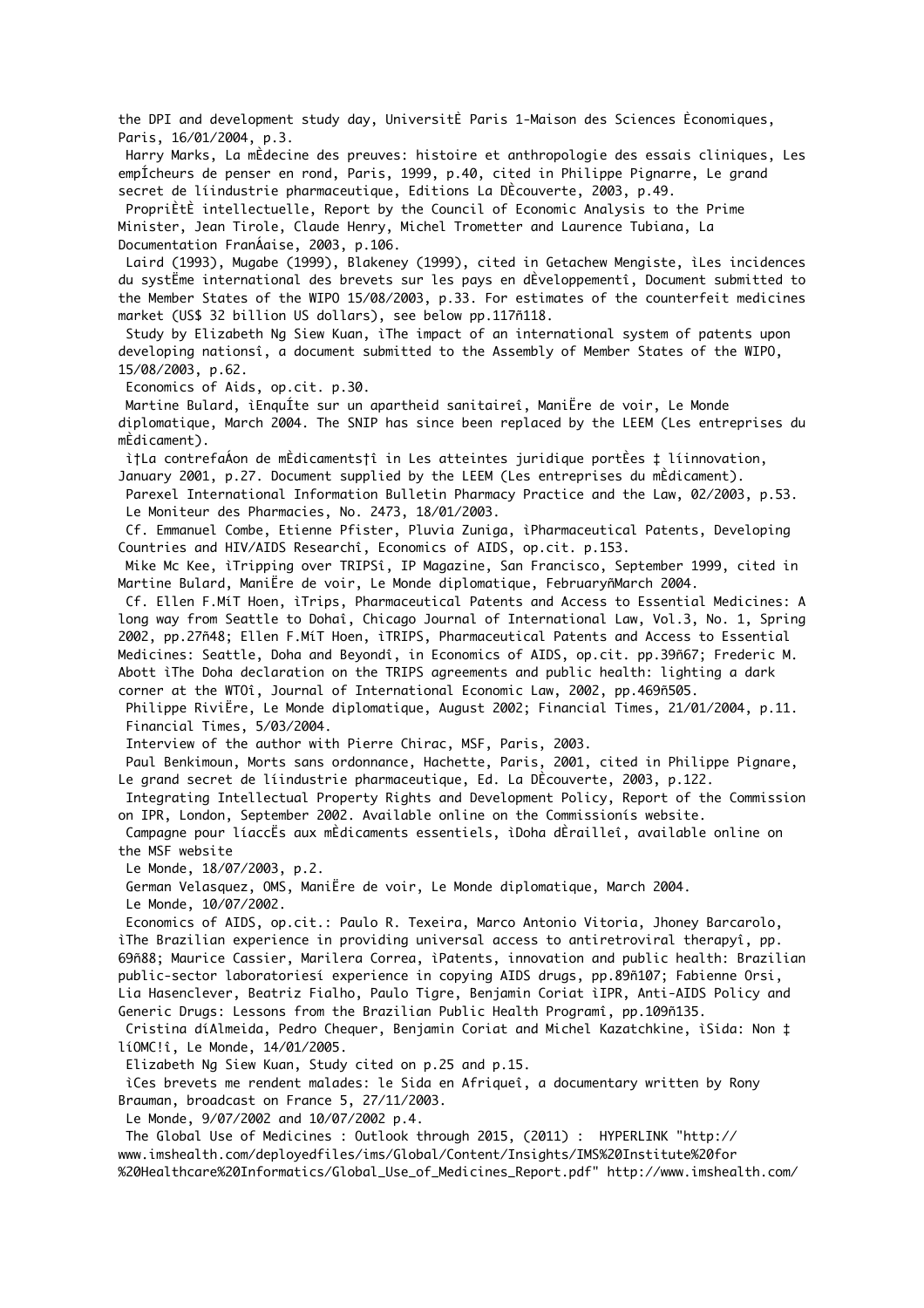the DPI and development study day, UniversitÈ Paris 1-Maison des Sciences Èconomiques, Paris, 16/01/2004, p.3.

Harry Marks, La mÈdecine des preuves: histoire et anthropologie des essais cliniques, Les empÍcheurs de penser en rond, Paris, 1999, p.40, cited in Philippe Pignarre, Le grand secret de líindustrie pharmaceutique, Editions La DÈcouverte, 2003, p.49.

PropriÈtÈ intellectuelle, Report by the Council of Economic Analysis to the Prime Minister, Jean Tirole, Claude Henry, Michel Trometter and Laurence Tubiana, La Documentation FranÁaise, 2003, p.106.

Laird (1993), Mugabe (1999), Blakeney (1999), cited in Getachew Mengiste, ìLes incidences du systËme international des brevets sur les pays en dÈveloppementî, Document submitted to the Member States of the WIPO 15/08/2003, p.33. For estimates of the counterfeit medicines market (US$ 32 billion US dollars), see below pp.117ñ118.

Study by Elizabeth Ng Siew Kuan, ìThe impact of an international system of patents upon developing nationsî, a document submitted to the Assembly of Member States of the WIPO, 15/08/2003, p.62.

Economics of Aids, op.cit. p.30.

Martine Bulard, ìEnquÍte sur un apartheid sanitaireî, ManiËre de voir, Le Monde diplomatique, March 2004. The SNIP has since been replaced by the LEEM (Les entreprises du mÈdicament).

ì†La contrefaÁon de mÈdicaments†î in Les atteintes juridique portÈes ‡ líinnovation, January 2001, p.27. Document supplied by the LEEM (Les entreprises du mÈdicament).

Parexel International Information Bulletin Pharmacy Practice and the Law, 02/2003, p.53.

Le Moniteur des Pharmacies, No. 2473, 18/01/2003.

Cf. Emmanuel Combe, Etienne Pfister, Pluvia Zuniga, ìPharmaceutical Patents, Developing Countries and HIV/AIDS Researchî, Economics of AIDS, op.cit. p.153.

Mike Mc Kee, ìTripping over TRIPSî, IP Magazine, San Francisco, September 1999, cited in Martine Bulard, ManiËre de voir, Le Monde diplomatique, FebruaryñMarch 2004.

Cf. Ellen F.MíT Hoen, ìTrips, Pharmaceutical Patents and Access to Essential Medicines: A long way from Seattle to Dohaî, Chicago Journal of International Law, Vol.3, No. 1, Spring 2002, pp.27ñ48; Ellen F.MíT Hoen, ìTRIPS, Pharmaceutical Patents and Access to Essential Medicines: Seattle, Doha and Beyondî, in Economics of AIDS, op.cit. pp.39ñ67; Frederic M. Abott ìThe Doha declaration on the TRIPS agreements and public health: lighting a dark corner at the WTOî, Journal of International Economic Law, 2002, pp.469ñ505.

Philippe RiviËre, Le Monde diplomatique, August 2002; Financial Times, 21/01/2004, p.11.

Financial Times, 5/03/2004.

Interview of the author with Pierre Chirac, MSF, Paris, 2003.

Paul Benkimoun, Morts sans ordonnance, Hachette, Paris, 2001, cited in Philippe Pignare, Le grand secret de líindustrie pharmaceutique, Ed. La DÈcouverte, 2003, p.122.

Integrating Intellectual Property Rights and Development Policy, Report of the Commission on IPR, London, September 2002. Available online on the Commissionís website.

Campagne pour líaccËs aux mÈdicaments essentiels, ìDoha dÈrailleî, available online on the MSF website

Le Monde, 18/07/2003, p.2.

German Velasquez, OMS, ManiËre de voir, Le Monde diplomatique, March 2004.

Le Monde, 10/07/2002.

Economics of AIDS, op.cit.: Paulo R. Texeira, Marco Antonio Vitoria, Jhoney Barcarolo, ìThe Brazilian experience in providing universal access to antiretroviral therapyî, pp. 69ñ88; Maurice Cassier, Marilera Correa, ìPatents, innovation and public health: Brazilian public-sector laboratoriesí experience in copying AIDS drugs, pp.89ñ107; Fabienne Orsi, Lia Hasenclever, Beatriz Fialho, Paulo Tigre, Benjamin Coriat ìIPR, Anti-AIDS Policy and Generic Drugs: Lessons from the Brazilian Public Health Programî, pp.109ñ135.

Cristina díAlmeida, Pedro Chequer, Benjamin Coriat and Michel Kazatchkine, ìSida: Non ‡ líOMC!î, Le Monde, 14/01/2005.

Elizabeth Ng Siew Kuan, Study cited on p.25 and p.15.

ìCes brevets me rendent malades: le Sida en Afriqueî, a documentary written by Rony Brauman, broadcast on France 5, 27/11/2003.

Le Monde, 9/07/2002 and 10/07/2002 p.4.

The Global Use of Medicines : Outlook through 2015, (2011) : HYPERLINK "http://www.imshealth.com/deployedfiles/ims/Global/Content/Insights/IMS%20Institute%20for%20Healthcare%20Informatics/Global_Use_of_Medicines_Report.pdf" http://www.imshealth.com/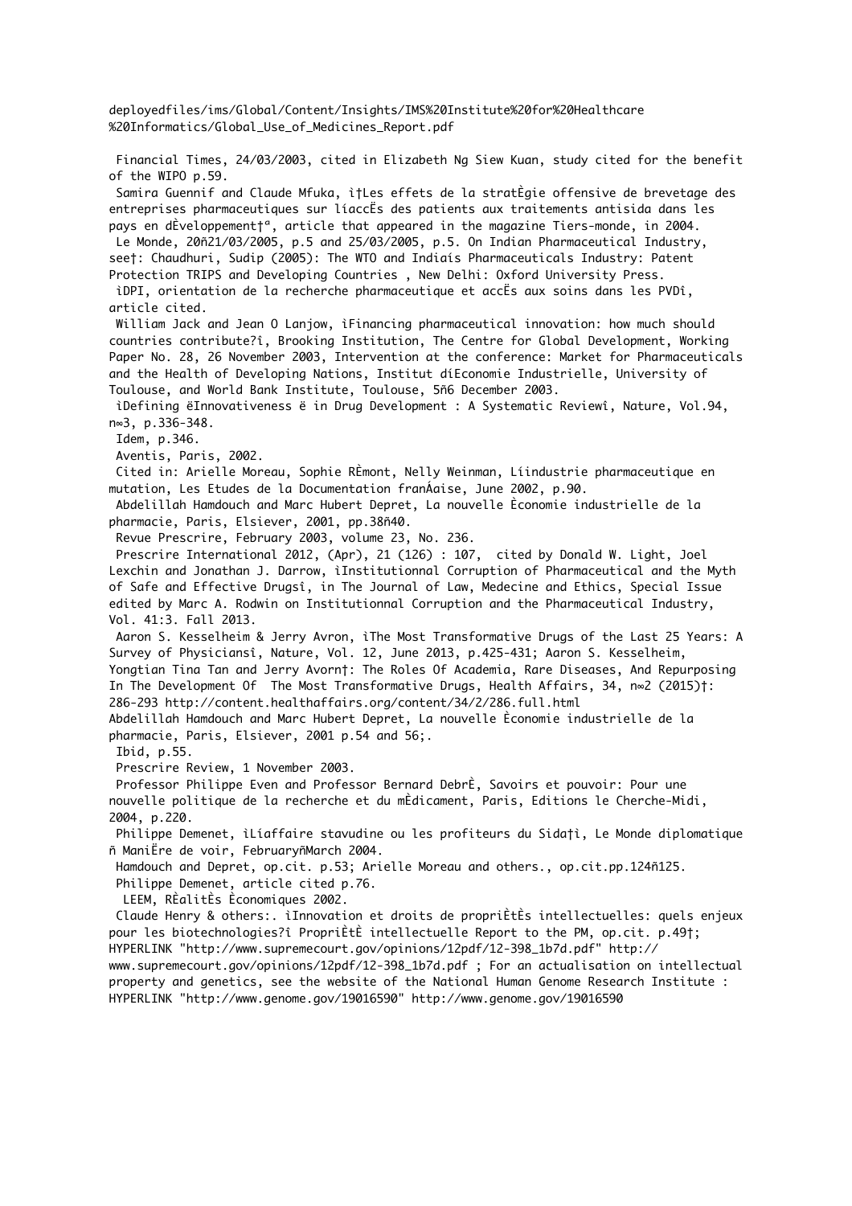deployedfiles/ims/Global/Content/Insights/IMS%20Institute%20for%20Healthcare %20Informatics/Global_Use_of_Medicines_Report.pdf

Financial Times, 24/03/2003, cited in Elizabeth Ng Siew Kuan, study cited for the benefit of the WIPO p.59.

Samira Guennif and Claude Mfuka, ì†Les effets de la stratÈgie offensive de brevetage des entreprises pharmaceutiques sur líaccËs des patients aux traitements antisida dans les pays en dÈveloppement†ª, article that appeared in the magazine Tiers-monde, in 2004.

Le Monde, 20ñ21/03/2005, p.5 and 25/03/2005, p.5. On Indian Pharmaceutical Industry, see†: Chaudhuri, Sudip (2005): The WTO and Indiaís Pharmaceuticals Industry: Patent Protection TRIPS and Developing Countries , New Delhi: Oxford University Press.

ìDPI, orientation de la recherche pharmaceutique et accËs aux soins dans les PVDî, article cited.

William Jack and Jean O Lanjow, ìFinancing pharmaceutical innovation: how much should countries contribute?î, Brooking Institution, The Centre for Global Development, Working Paper No. 28, 26 November 2003, Intervention at the conference: Market for Pharmaceuticals and the Health of Developing Nations, Institut díEconomie Industrielle, University of Toulouse, and World Bank Institute, Toulouse, 5ñ6 December 2003.

ìDefining ëInnovativeness ë in Drug Development : A Systematic Reviewî, Nature, Vol.94, n∞3, p.336-348.

Idem, p.346.

Aventis, Paris, 2002.

Cited in: Arielle Moreau, Sophie RÈmont, Nelly Weinman, Líindustrie pharmaceutique en mutation, Les Etudes de la Documentation franÁaise, June 2002, p.90.

Abdelillah Hamdouch and Marc Hubert Depret, La nouvelle Èconomie industrielle de la pharmacie, Paris, Elsiever, 2001, pp.38ñ40.

Revue Prescrire, February 2003, volume 23, No. 236.

Prescrire International 2012, (Apr), 21 (126) : 107, cited by Donald W. Light, Joel Lexchin and Jonathan J. Darrow, ìInstitutionnal Corruption of Pharmaceutical and the Myth of Safe and Effective Drugsî, in The Journal of Law, Medecine and Ethics, Special Issue edited by Marc A. Rodwin on Institutionnal Corruption and the Pharmaceutical Industry, Vol. 41:3. Fall 2013.

Aaron S. Kesselheim & Jerry Avron, ìThe Most Transformative Drugs of the Last 25 Years: A Survey of Physiciansî, Nature, Vol. 12, June 2013, p.425-431; Aaron S. Kesselheim, Yongtian Tina Tan and Jerry Avorn†: The Roles Of Academia, Rare Diseases, And Repurposing In The Development Of The Most Transformative Drugs, Health Affairs, 34, n∞2 (2015)†: 286-293 http://content.healthaffairs.org/content/34/2/286.full.html

Abdelillah Hamdouch and Marc Hubert Depret, La nouvelle Èconomie industrielle de la pharmacie, Paris, Elsiever, 2001 p.54 and 56;.

Ibid, p.55.

Prescrire Review, 1 November 2003.

Professor Philippe Even and Professor Bernard DebrÈ, Savoirs et pouvoir: Pour une nouvelle politique de la recherche et du mÈdicament, Paris, Editions le Cherche-Midi, 2004, p.220.

Philippe Demenet, ìLíaffaire stavudine ou les profiteurs du Sida†ì, Le Monde diplomatique ñ ManiËre de voir, FebruaryñMarch 2004.

Hamdouch and Depret, op.cit. p.53; Arielle Moreau and others., op.cit.pp.124ñ125.

Philippe Demenet, article cited p.76.

LEEM, RÈalitÈs Èconomiques 2002.

Claude Henry & others:. ìInnovation et droits de propriÈtÈs intellectuelles: quels enjeux pour les biotechnologies?î PropriÈtÈ intellectuelle Report to the PM, op.cit. p.49†; HYPERLINK "http://www.supremecourt.gov/opinions/12pdf/12-398_1b7d.pdf" http://www.supremecourt.gov/opinions/12pdf/12-398_1b7d.pdf ; For an actualisation on intellectual property and genetics, see the website of the National Human Genome Research Institute : HYPERLINK "http://www.genome.gov/19016590" http://www.genome.gov/19016590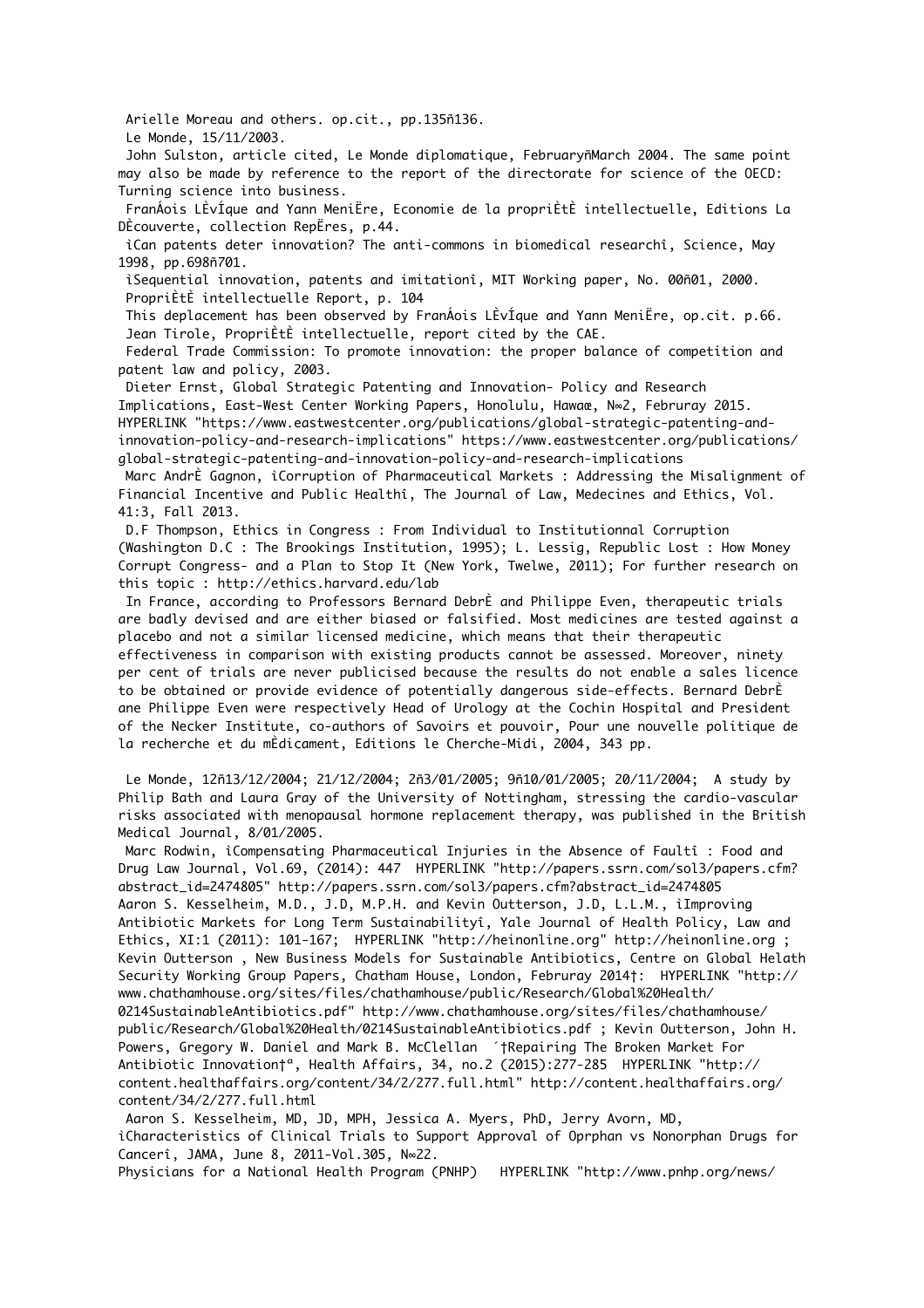Arielle Moreau and others. op.cit., pp.135ñ136.

Le Monde, 15/11/2003.

John Sulston, article cited, Le Monde diplomatique, FebruaryñMarch 2004. The same point may also be made by reference to the report of the directorate for science of the OECD: Turning science into business.

FranÁois LÈvÍque and Yann MeniËre, Economie de la propriÈtÈ intellectuelle, Editions La DÈcouverte, collection RepËres, p.44.

ìCan patents deter innovation? The anti-commons in biomedical researchî, Science, May 1998, pp.698ñ701.

ìSequential innovation, patents and imitationî, MIT Working paper, No. 00ñ01, 2000.

PropriÈtÈ intellectuelle Report, p. 104

This deplacement has been observed by FranÁois LÈvÍque and Yann MeniËre, op.cit. p.66.

Jean Tirole, PropriÈtÈ intellectuelle, report cited by the CAE.

Federal Trade Commission: To promote innovation: the proper balance of competition and patent law and policy, 2003.

Dieter Ernst, Global Strategic Patenting and Innovation- Policy and Research Implications, East-West Center Working Papers, Honolulu, Hawaæ, N≈2, Februray 2015. HYPERLINK "https://www.eastwestcenter.org/publications/global-strategic-patenting-and-innovation-policy-and-research-implications" https://www.eastwestcenter.org/publications/global-strategic-patenting-and-innovation-policy-and-research-implications

Marc AndrÈ Gagnon, ìCorruption of Pharmaceutical Markets : Addressing the Misalignment of Financial Incentive and Public Healthî, The Journal of Law, Medecines and Ethics, Vol. 41:3, Fall 2013.

D.F Thompson, Ethics in Congress : From Individual to Institutionnal Corruption (Washington D.C : The Brookings Institution, 1995); L. Lessig, Republic Lost : How Money Corrupt Congress- and a Plan to Stop It (New York, Twelwe, 2011); For further research on this topic : http://ethics.harvard.edu/lab

In France, according to Professors Bernard DebrÈ and Philippe Even, therapeutic trials are badly devised and are either biased or falsified. Most medicines are tested against a placebo and not a similar licensed medicine, which means that their therapeutic effectiveness in comparison with existing products cannot be assessed. Moreover, ninety per cent of trials are never publicised because the results do not enable a sales licence to be obtained or provide evidence of potentially dangerous side-effects. Bernard DebrÈ ane Philippe Even were respectively Head of Urology at the Cochin Hospital and President of the Necker Institute, co-authors of Savoirs et pouvoir, Pour une nouvelle politique de la recherche et du mÈdicament, Editions le Cherche-Midi, 2004, 343 pp.

Le Monde, 12ñ13/12/2004; 21/12/2004; 2ñ3/01/2005; 9ñ10/01/2005; 20/11/2004; A study by Philip Bath and Laura Gray of the University of Nottingham, stressing the cardio-vascular risks associated with menopausal hormone replacement therapy, was published in the British Medical Journal, 8/01/2005.

Marc Rodwin, ìCompensating Pharmaceutical Injuries in the Absence of Faultî : Food and Drug Law Journal, Vol.69, (2014): 447 HYPERLINK "http://papers.ssrn.com/sol3/papers.cfm?abstract_id=2474805" http://papers.ssrn.com/sol3/papers.cfm?abstract_id=2474805

Aaron S. Kesselheim, M.D., J.D, M.P.H. and Kevin Outterson, J.D, L.L.M., ìImproving Antibiotic Markets for Long Term Sustainabilityî, Yale Journal of Health Policy, Law and Ethics, XI:1 (2011): 101-167; HYPERLINK "http://heinonline.org" http://heinonline.org ; Kevin Outterson , New Business Models for Sustainable Antibiotics, Centre on Global Helath Security Working Group Papers, Chatham House, London, Februray 2014†: HYPERLINK "http://www.chathamhouse.org/sites/files/chathamhouse/public/Research/Global%20Health/0214SustainableAntibiotics.pdf" http://www.chathamhouse.org/sites/files/chathamhouse/public/Research/Global%20Health/0214SustainableAntibiotics.pdf ; Kevin Outterson, John H. Powers, Gregory W. Daniel and Mark B. McClellan ´†Repairing The Broken Market For Antibiotic Innovation†ª, Health Affairs, 34, no.2 (2015):277-285 HYPERLINK "http://content.healthaffairs.org/content/34/2/277.full.html" http://content.healthaffairs.org/content/34/2/277.full.html

Aaron S. Kesselheim, MD, JD, MPH, Jessica A. Myers, PhD, Jerry Avorn, MD, ìCharacteristics of Clinical Trials to Support Approval of Oprphan vs Nonorphan Drugs for Cancerî, JAMA, June 8, 2011-Vol.305, N≈22.

Physicians for a National Health Program (PNHP) HYPERLINK "http://www.pnhp.org/news/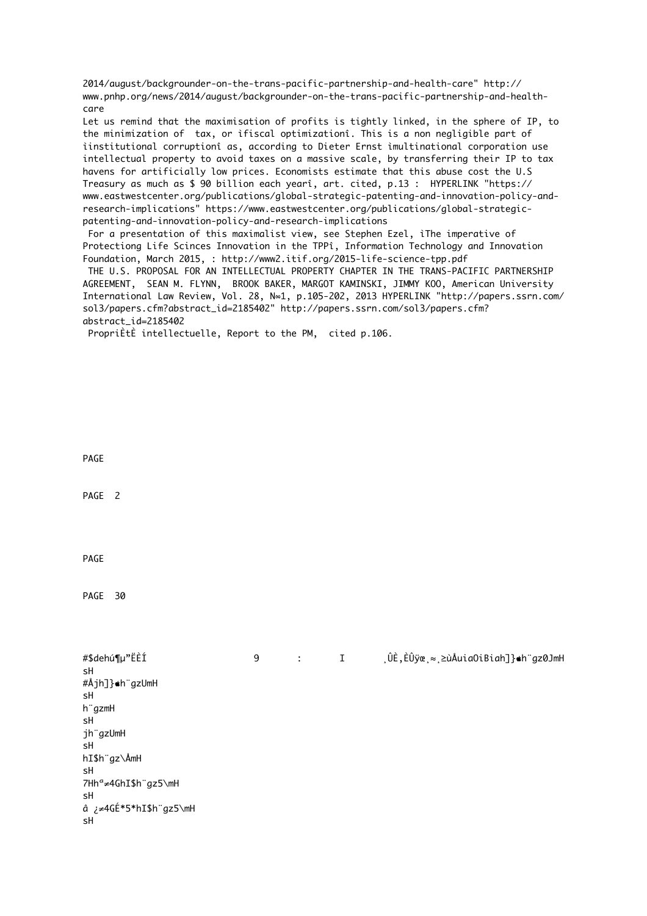2014/august/backgrounder-on-the-trans-pacific-partnership-and-health-care" http://www.pnhp.org/news/2014/august/backgrounder-on-the-trans-pacific-partnership-and-health-care

Let us remind that the maximisation of profits is tightly linked, in the sphere of IP, to the minimization of tax, or ìfiscal optimizationî. This is a non negligible part of ìinstitutional corruptionî as, according to Dieter Ernst ìmultinational corporation use intellectual property to avoid taxes on a massive scale, by transferring their IP to tax havens for artificially low prices. Economists estimate that this abuse cost the U.S Treasury as much as $ 90 billion each yearî, art. cited, p.13 : HYPERLINK "https://www.eastwestcenter.org/publications/global-strategic-patenting-and-innovation-policy-and-research-implications" https://www.eastwestcenter.org/publications/global-strategic-patenting-and-innovation-policy-and-research-implications

For a presentation of this maximalist view, see Stephen Ezel, ìThe imperative of Protectiong Life Scinces Innovation in the TPPî, Information Technology and Innovation Foundation, March 2015, : http://www2.itif.org/2015-life-science-tpp.pdf

THE U.S. PROPOSAL FOR AN INTELLECTUAL PROPERTY CHAPTER IN THE TRANS-PACIFIC PARTNERSHIP AGREEMENT, SEAN M. FLYNN, BROOK BAKER, MARGOT KAMINSKI, JIMMY KOO, American University International Law Review, Vol. 28, N∞1, p.105-202, 2013 HYPERLINK "http://papers.ssrn.com/sol3/papers.cfm?abstract_id=2185402" http://papers.ssrn.com/sol3/papers.cfm?abstract_id=2185402

PropriÈtÈ intellectuelle, Report to the PM, cited p.106.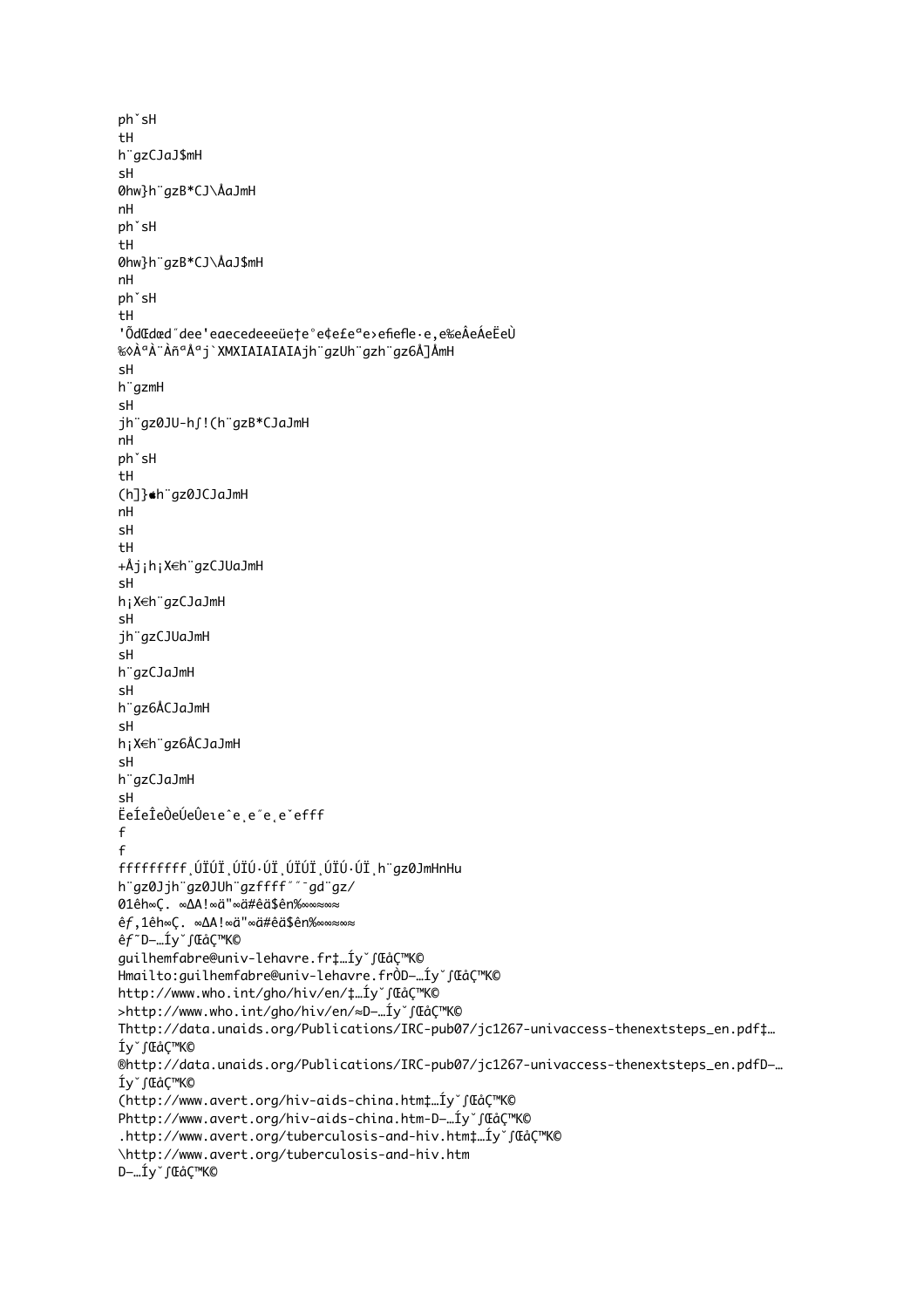ph˘sH
tH
h¨gzCJaJ$mH
sH
0hw}h¨gzB*CJ\ÅaJmH
nH
ph˘sH
tH
0hw}h¨gzB*CJ\ÅaJ$mH
nH
ph˘sH
tH
'ÕdŒdœd˝dee'eaecedeeeüe†e˚e¢e£eªe›eﬁeﬂe·e‚e‰eÂeÁeËeÙ
‰◊ÀªÀ¨Àñ ªÅªj`XMXIAIAIAIAjh¨gzUh¨gzh¨gz6Å]ÅmH
sH
h¨gzmH
sH
jh¨gz0JU-h∫!(h¨gzB*CJaJmH
nH
ph˘sH
tH
(h]}h¨gz0JCJaJmH
nH
sH
tH
+Åj¡h¡X€h¨gzCJUaJmH
sH
h¡X€h¨gzCJaJmH
sH
jh¨gzCJUaJmH
sH
h¨gzCJaJmH
sH
h¨gz6ÅCJaJmH
sH
h¡X€h¨gz6ÅCJaJmH
sH
h¨gzCJaJmH
sH
ËeÍeÎeÒeÚeÛeıeˆe¸e˝e¸e˘efff
f
f
fffffffff¸ÚÏÚÏ¸ÚÏÚ·ÚÏ¸ÚÏÚÏ¸ÚÏÚ·ÚÏ¸h¨gz0JmHnHu
h¨gz0Jjh¨gz0JUh¨gzffff˝˝¯gd¨gz/
01êh∞Ç. ∞ΔA!∞ä"∞ä#êä$ên%∞∞≈∞≈
êƒ,1êh∞Ç. ∞ΔA!∞ä"∞ä#êä$ên%∞∞≈∞≈
êƒ˜D–…Íy˘∫ŒàÇ™K©
guilhemfabre@univ-lehavre.fr‡…Íy˘∫ŒàÇ™K©
Hmailto:guilhemfabre@univ-lehavre.frÒD–…Íy˘∫ŒàÇ™K©
http://www.who.int/gho/hiv/en/‡…Íy˘∫ŒàÇ™K©
>http://www.who.int/gho/hiv/en/≈D–…Íy˘∫ŒàÇ™K©
Thttp://data.unaids.org/Publications/IRC-pub07/jc1267-univaccess-thenextsteps_en.pdf‡…
Íy˘∫ŒàÇ™K©
®http://data.unaids.org/Publications/IRC-pub07/jc1267-univaccess-thenextsteps_en.pdfD–…
Íy˘∫ŒàÇ™K©
(http://www.avert.org/hiv-aids-china.htm‡…Íy˘∫ŒàÇ™K©
Phttp://www.avert.org/hiv-aids-china.htm-D–…Íy˘∫ŒàÇ™K©
.http://www.avert.org/tuberculosis-and-hiv.htm‡…Íy˘∫ŒàÇ™K©
\http://www.avert.org/tuberculosis-and-hiv.htm
D–…Íy˘∫ŒàÇ™K©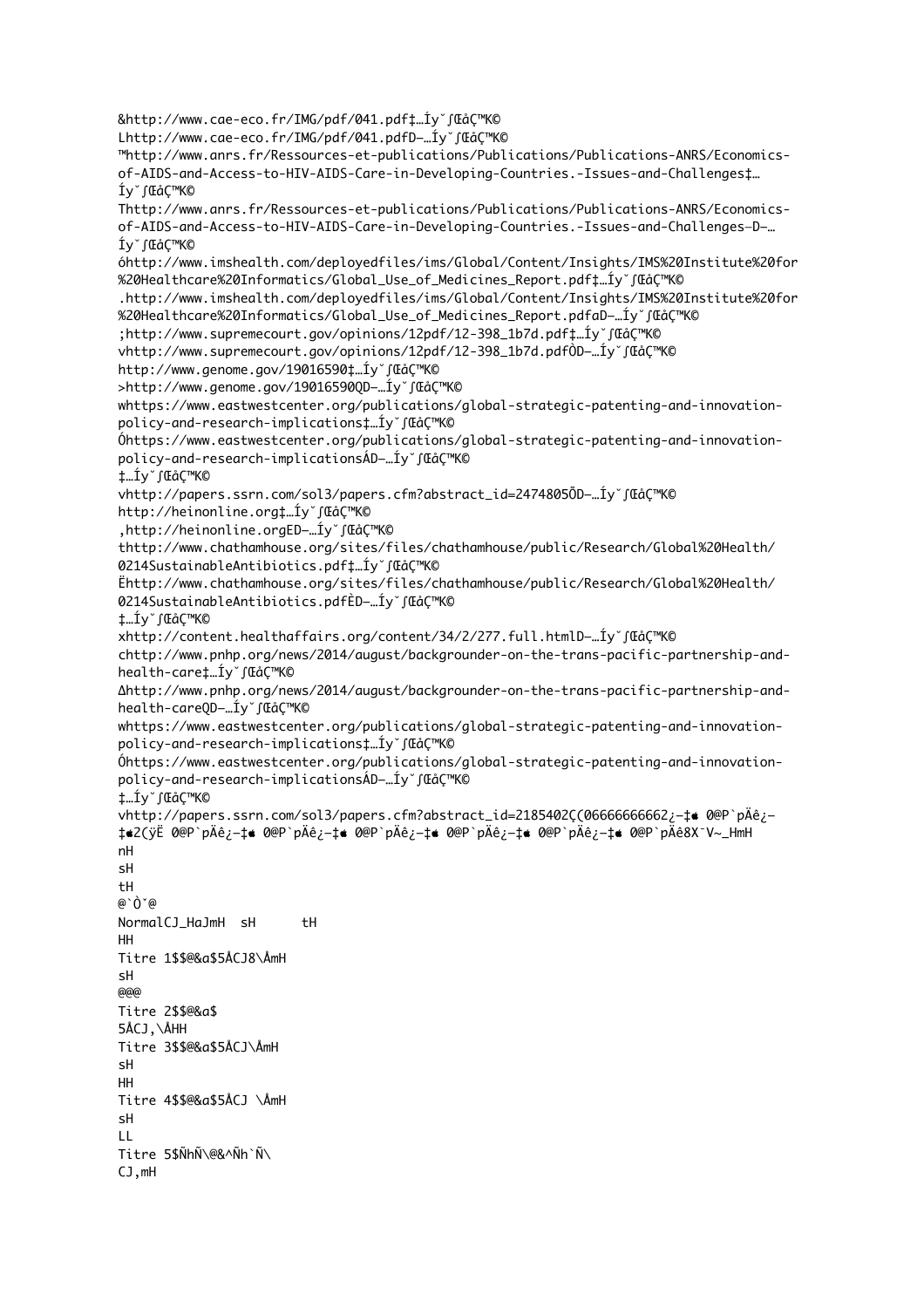```
&http://www.cae-eco.fr/IMG/pdf/041.pdf‡…Íy˘ʃŒáÇ™K©
Lhttp://www.cae-eco.fr/IMG/pdf/041.pdfD–…Íy˘ʃŒáÇ™K©
™http://www.anrs.fr/Ressources-et-publications/Publications/Publications-ANRS/Economics-of-AIDS-and-Access-to-HIV-AIDS-Care-in-Developing-Countries.-Issues-and-Challenges‡…Íy˘ʃŒáÇ™K©
Thttp://www.anrs.fr/Ressources-et-publications/Publications/Publications-ANRS/Economics-of-AIDS-and-Access-to-HIV-AIDS-Care-in-Developing-Countries.-Issues-and-Challenges-D–…Íy˘ʃŒáÇ™K©
óhttp://www.imshealth.com/deployedfiles/ims/Global/Content/Insights/IMS%20Institute%20for%20Healthcare%20Informatics/Global_Use_of_Medicines_Report.pdf‡…Íy˘ʃŒáÇ™K©
.http://www.imshealth.com/deployedfiles/ims/Global/Content/Insights/IMS%20Institute%20for%20Healthcare%20Informatics/Global_Use_of_Medicines_Report.pdfaD–…Íy˘ʃŒáÇ™K©
;http://www.supremecourt.gov/opinions/12pdf/12-398_1b7d.pdf‡…Íy˘ʃŒáÇ™K©
vhttp://www.supremecourt.gov/opinions/12pdf/12-398_1b7d.pdfÒD–…Íy˘ʃŒáÇ™K©
http://www.genome.gov/19016590‡…Íy˘ʃŒáÇ™K©
>http://www.genome.gov/19016590QD–…Íy˘ʃŒáÇ™K©
whttps://www.eastwestcenter.org/publications/global-strategic-patenting-and-innovation-policy-and-research-implications‡…Íy˘ʃŒáÇ™K©
Óhttps://www.eastwestcenter.org/publications/global-strategic-patenting-and-innovation-policy-and-research-implicationsÁD–…Íy˘ʃŒáÇ™K©
‡…Íy˘ʃŒáÇ™K©
vhttp://papers.ssrn.com/sol3/papers.cfm?abstract_id=2474805ÕD–…Íy˘ʃŒáÇ™K©
http://heinonline.org‡…Íy˘ʃŒáÇ™K©
,http://heinonline.orgED–…Íy˘ʃŒáÇ™K©
thttp://www.chathamhouse.org/sites/files/chathamhouse/public/Research/Global%20Health/0214SustainableAntibiotics.pdf‡…Íy˘ʃŒáÇ™K©
Ëhttp://www.chathamhouse.org/sites/files/chathamhouse/public/Research/Global%20Health/0214SustainableAntibiotics.pdfÈD–…Íy˘ʃŒáÇ™K©
‡…Íy˘ʃŒáÇ™K©
xhttp://content.healthaffairs.org/content/34/2/277.full.htmlD–…Íy˘ʃŒáÇ™K©
chttp://www.pnhp.org/news/2014/august/backgrounder-on-the-trans-pacific-partnership-and-health-care‡…Íy˘ʃŒáÇ™K©
∆http://www.pnhp.org/news/2014/august/backgrounder-on-the-trans-pacific-partnership-and-health-careQD–…Íy˘ʃŒáÇ™K©
whttps://www.eastwestcenter.org/publications/global-strategic-patenting-and-innovation-policy-and-research-implications‡…Íy˘ʃŒáÇ™K©
Óhttps://www.eastwestcenter.org/publications/global-strategic-patenting-and-innovation-policy-and-research-implicationsÁD–…Íy˘ʃŒáÇ™K©
‡…Íy˘ʃŒáÇ™K©
vhttp://papers.ssrn.com/sol3/papers.cfm?abstract_id=2185402Ç(06666666662¿–‡◆ 0@P`pÄê¿–‡◆2(ÿË 0@P`pÄê¿–‡◆ 0@P`pÄê¿–‡◆ 0@P`pÄê¿–‡◆ 0@P`pÄê¿–‡◆ 0@P`pÄê¿–‡◆ 0@P`pÄê8X˘V~_HmH
nH
sH
tH
@`Ò˘@
NormalCJ_HaJmH  sH      tH
HH
Titre 1$$@&a$5ÅCJ8\ÅmH
sH
@@@
Titre 2$$@&a$
5ÅCJ,\ÅHH
Titre 3$$@&a$5ÅCJ\ÅmH
sH
HH
Titre 4$$@&a$5ÅCJ \ÅmH
sH
LL
Titre 5$ÑhÑ\@&^Ñh`Ñ\
CJ,mH
```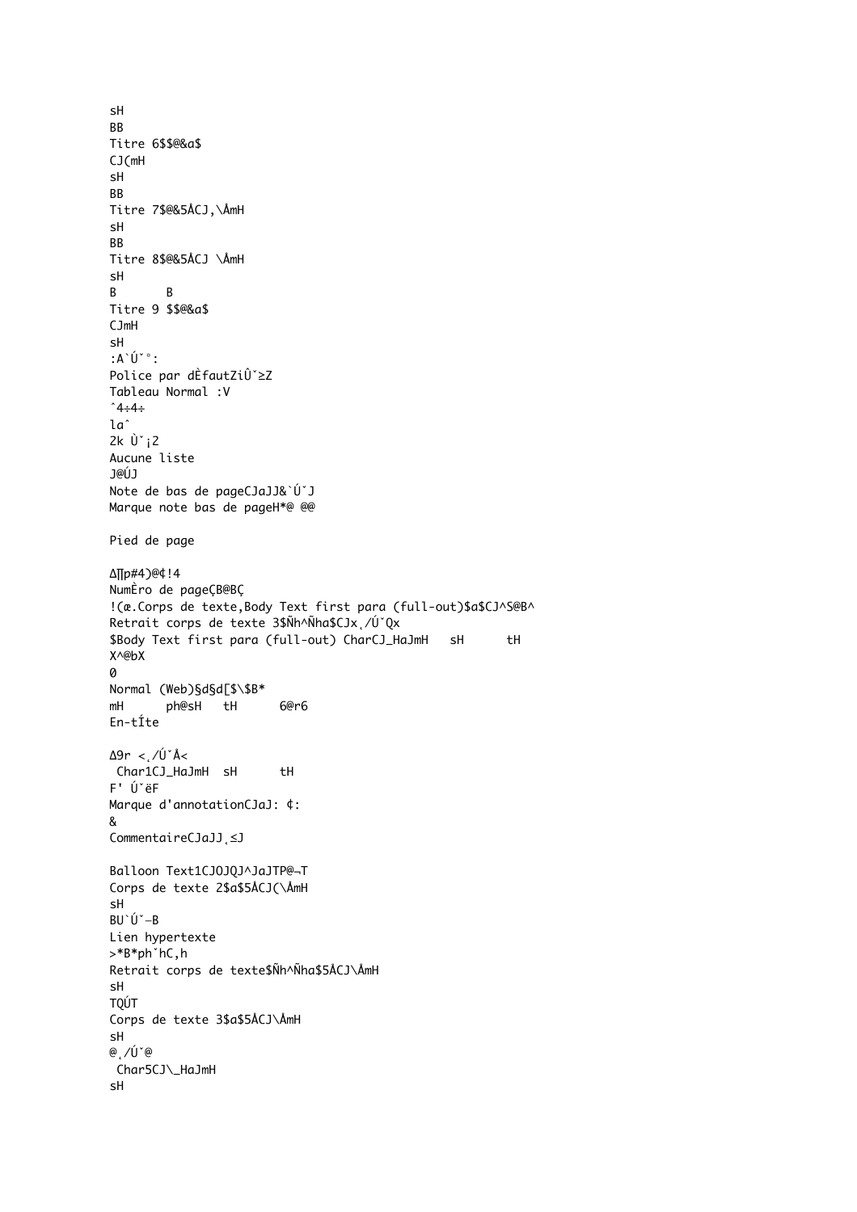```
sH
BB
Titre 6$$@&a$
CJ(mH
sH
BB
Titre 7$@&5ÅCJ,\ÅmH
sH
BB
Titre 8$@&5ÅCJ \ÅmH
sH
B       B
Titre 9 $$@&a$
CJmH
sH
:A`Ú˘°:
Police par dÈfautZiÛ˘≥Z
Tableau Normal :V
ˆ4÷4÷
laˆ
2k Ù˘¡2
Aucune liste
J@ÚJ
Note de bas de pageCJaJJ&`Ú˘J
Marque note bas de pageH*@ @@

Pied de page

∆∏p#4)@¢!4
NumÈro de pageÇB@BÇ
!(æ.Corps de texte,Body Text first para (full-out)$a$CJ^S@B^
Retrait corps de texte 3$Ñh^Ñha$CJx¸/Ú˘Qx
$Body Text first para (full-out) CharCJ_HaJmH   sH      tH
X^@bX
0
Normal (Web)§d§d[$\$B*
mH      ph@sH   tH      6@r6
En-tÍte

∆9r <¸/Ú˘Å<
 Char1CJ_HaJmH  sH      tH
F' Ú˘ëF
Marque d'annotationCJaJ: ¢:
&
CommentaireCJaJJ¸≤J

Balloon Text1CJOJQJ^JaJTP@¬T
Corps de texte 2$a$5ÅCJ(\ÅmH
sH
BU`Ù˘–B
Lien hypertexte
>*B*ph˘hC,h
Retrait corps de texte$Ñh^Ñha$5ÅCJ\ÅmH
sH
TQÚT
Corps de texte 3$a$5ÅCJ\ÅmH
sH
@¸/Ú˘@
 Char5CJ\_HaJmH
sH
```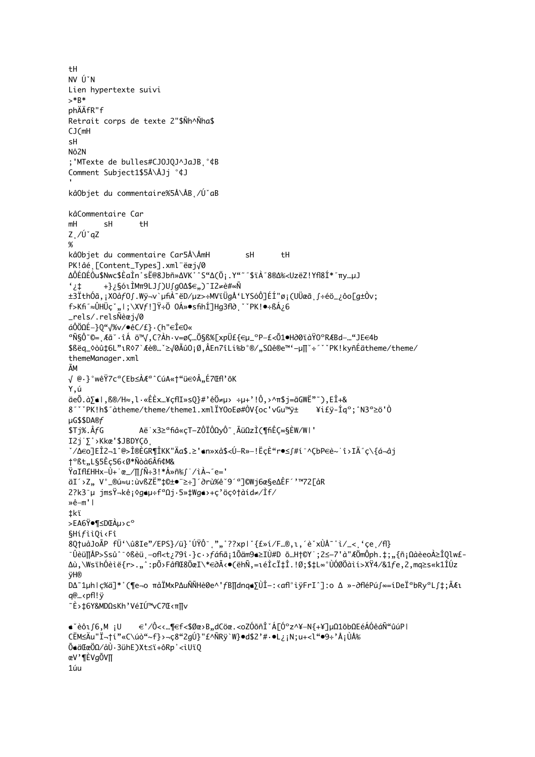```
tH
NV Ú˘N
Lien hypertexte suivi
>*B*
phÄÄfR"f
Retrait corps de texte 2"$Ñh^Ñha$
CJ(mH
sH
Nô2N
;'MTexte de bulles#CJOJQJ^JaJB¸°¢B
Comment Subject1$5Å\ÅJj °¢J
'
kâObjet du commentaire%5Å\ÅB¸/Ú˘aB

kâCommentaire Car
mH      sH      tH
Z¸/Ú˘qZ
%
kâObjet du commentaire Car5Å\ÅmH        sH      tH
PK!âé¸[Content_Types].xml¨ëæj√0
ΔÔÉΩÉÒu$Nwc$ÈaÌn˚sË@8Jbñ»ΔVK˚ˆS“Δ(Ö¡.Y“˜˝$ïÀ˝8®Δ%<UzëZ!Yfl8Í*˝πy…µJ
‘¿‡      +}¿§óıÌMπ9LJ∫)U∫gOΔ$€„)˜I2≠è#∞Ñ
±3ÏthÓã,¡XOåƒO∫.Wÿ¬v`µfiÀ˜ëD/µz>÷MVïÜgÅ‘LYSóÔ]ÉÍ"ø¡(UÜæã¸∫÷éö_¿ôo[g±Ôv;
f>Kfi˝≈ÛHÜç˘„|;\XVƒ!]Ÿ÷Ö OÁ»•sfihÍ]Hg3fl∂¸˘˘PK!•÷ßÁ¿6
_rels/.relsÑèæj√0
áÔÖΩÉ–}Q“√%v/•êC/£}·(h"€Î€O«
ªÑ§Ô˜©=¸Æã˘·îÁ ö™√,C?Àh·v=øÇ…Ö§ß%[xpÜ£{€µ_ºP–£<Õ1•HÐ0ïàŸOºRÆBd–…“JE€4b
$ßëq_◊òû‡6L”ıR◊7`Æè®…˘≥√0ÅûO¡Ø,ÂEn7îLi%b˚®/„SΩê®e™‘–µ∏˘÷˝˘˘PK!kyñÉätheme/theme/
themeManager.xml
ÃM
√ @·}°wêŸ7cª(Eb≤ÀÆªˆCúA«†“ü©◊Â„É7Œfl’õK
Y,ú
äeÕ.à∑¢|,ß®/H≈,l·«ÊÈx…¥çfiI»sQ}#’èÖ≠µ› ÷µ+’!Ô,>^π$j=ãGWË”˜),EÎ+&
8˝˘˘PK!h$˝àtheme/theme/theme1.xmlÏYOoEø#ÒV{oc'vGu™ÿ±    ¥ifÿ-Íqº;ˆN3ª≥ö'Ò
µG$$DA®ƒ
$Tj%.ÂƒG        Aë`x3≥ªfiâ«çT–ZÔÏÔΩyÔ˜¸ÃüΩzÌ(¶fiÊÇ∞§ÈW/W|'
I2j`∑˚>Kkœ'$JBDYÇõ¸
˘/Δ€o]EÎ2¬1ˆ@>Î®ÈGR¶ÎKK"Äa$.≥'•n»xå$<Ú–R»–!ËçÈ“r•≤∫#i¯^ÇbP€è~˙î>IÄ˝ç\{á¬âj
†ºßt„L§5Êç56<Ø*Ñòà6Âfi¢M&
ŸaIfl£HHx–Ù+˙œ_/∏∫Ñ÷3!*Á»ñ%∫˙/ìÀ¬˝e='
äI´>Z„ V°_®ú≈u:ùvßZË”‡©±•¨≥÷]´∂rù%é˘9´ª]©Wj6œ§eΔÊF´’™72[åR
2?k3¯µ jmsŸ¬kê¡◊g•µ÷fªΩj·5»‡Wg•›+ç’öç◊†àíd≠/Ìf/
»ê–m'|
‡kï
>EA6Ÿ•¶≤DŒÀµ›cº
§HíƒìiQi‹Fî
8Q†uåJoÃP fÜ‘\û8Ie”/EPS}/ü}˚ÚŸÔ¯¸”„˚??xp|˘{£»í/F…®,ı,´è˘xÙÅ˜˚ì/_<¸‘çe¸/fl}
¯ÛèüÏÅP>Ssû˘¯◊ßèü¸–ofl<t¿79ï·}c·›ƒáfiâ¡1Öäm9•≥IÙ#D õ…H†©Y˙;2≤–7'à"ÆÖmÔph.‡;„{ñ¡ΩàèeoÀ≥ÎQlw£-
Δù,\WsïhÓèìë{r>.„ˆ:pÕ>FâflŒ8ÕœI\*€∂Ä<•(ëhÑ,=ıéÌcÏ‡Î.!Ø;$‡L∞°ÙÓØÖàìí>XŸ4/&1ƒe,2,mq≥s«k1ÍÚz
ÿH®
DΔ˜1µh|ç%ä]*˚(¶e¬o πåÏMxPΔuÑÑHè0e^'ƒB∏dnq•∑ÙÎ–:‹afl°ìÿFrIˆ]:o Δ »-∂fléPú∫∞=íDeÏªbRyªL∫‡;ÃÆı
q@…‹pfl!ÿ
˜È>‡6Y&MDΩsKh’VéIÚ™vC7Œ‹π∏v

•˘èôı∫6,M ¡U    €'/Ô‹<…¶€f<$Øœ›B„dCöœ.<oZÓõñÎ˘Á[Óºz^¥–N{+¥]µΩ1õbΩEéÁÓêáÑ“ûúP|
CËM≤Äu"Ï¬†í”«C\úò“~f}›¬ç8“2gÚ}"£^ÑRÿ`W}•d$2’#·•L¿¡N;u+<l“•9÷’Å¡ÙÅ%
Ô•äŒœÕΩ/áÙ·3ühE)Xt≤ï+óRp˚<ìUïQ
œV’¶ÈVgÕV∏
1úu
```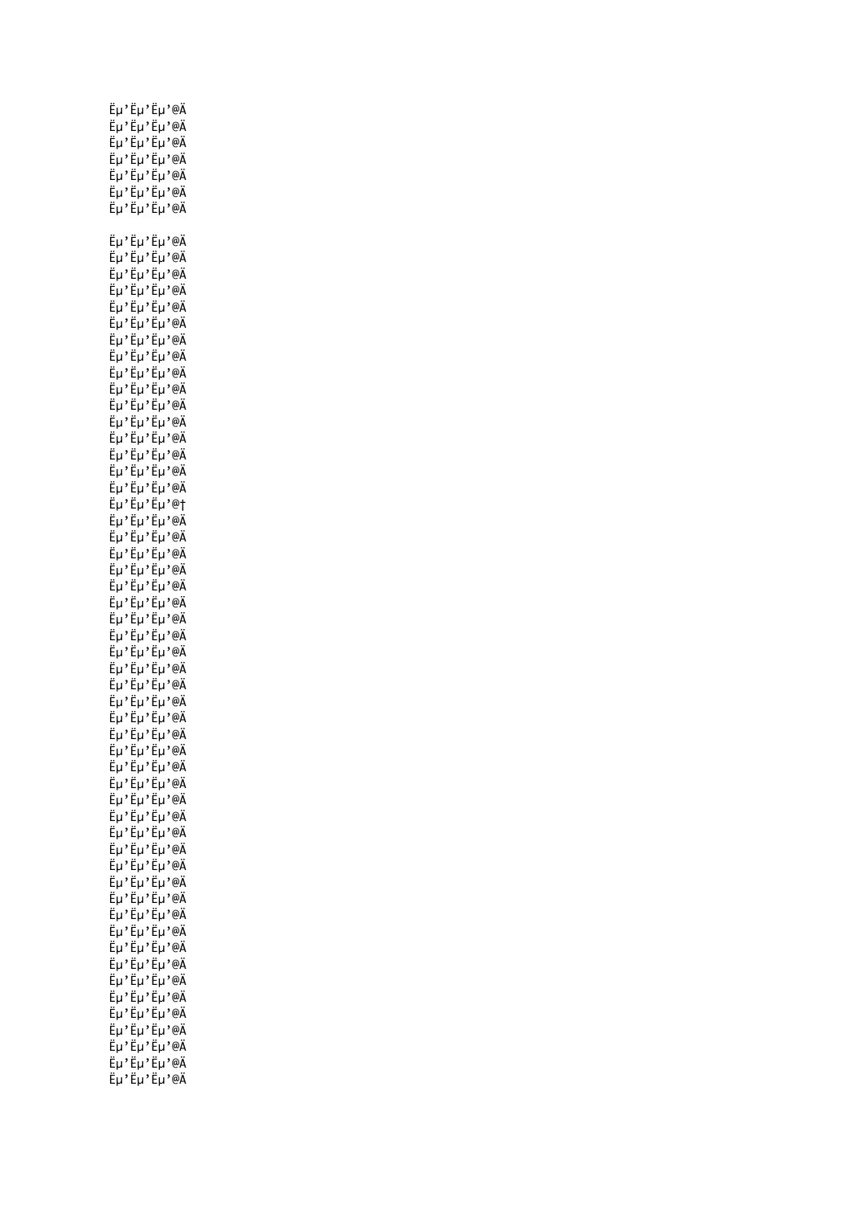Ëµ’Ëµ’Ëµ’@Ä
Ëµ’Ëµ’Ëµ’@Ä
Ëµ’Ëµ’Ëµ’@Ä
Ëµ’Ëµ’Ëµ’@Ä
Ëµ’Ëµ’Ëµ’@Ä
Ëµ’Ëµ’Ëµ’@Ä
Ëµ’Ëµ’Ëµ’@Ä

Ëµ’Ëµ’Ëµ’@Ä
Ëµ’Ëµ’Ëµ’@Ä
Ëµ’Ëµ’Ëµ’@Ä
Ëµ’Ëµ’Ëµ’@Ä
Ëµ’Ëµ’Ëµ’@Ä
Ëµ’Ëµ’Ëµ’@Ä
Ëµ’Ëµ’Ëµ’@Ä
Ëµ’Ëµ’Ëµ’@Ä
Ëµ’Ëµ’Ëµ’@Ä
Ëµ’Ëµ’Ëµ’@Ä
Ëµ’Ëµ’Ëµ’@Ä
Ëµ’Ëµ’Ëµ’@Ä
Ëµ’Ëµ’Ëµ’@Ä
Ëµ’Ëµ’Ëµ’@Ä
Ëµ’Ëµ’Ëµ’@Ä
Ëµ’Ëµ’Ëµ’@Ä
Ëµ’Ëµ’Ëµ’@†
Ëµ’Ëµ’Ëµ’@Ä
Ëµ’Ëµ’Ëµ’@Ä
Ëµ’Ëµ’Ëµ’@Ä
Ëµ’Ëµ’Ëµ’@Ä
Ëµ’Ëµ’Ëµ’@Ä
Ëµ’Ëµ’Ëµ’@Ä
Ëµ’Ëµ’Ëµ’@Ä
Ëµ’Ëµ’Ëµ’@Ä
Ëµ’Ëµ’Ëµ’@Ä
Ëµ’Ëµ’Ëµ’@Ä
Ëµ’Ëµ’Ëµ’@Ä
Ëµ’Ëµ’Ëµ’@Ä
Ëµ’Ëµ’Ëµ’@Ä
Ëµ’Ëµ’Ëµ’@Ä
Ëµ’Ëµ’Ëµ’@Ä
Ëµ’Ëµ’Ëµ’@Ä
Ëµ’Ëµ’Ëµ’@Ä
Ëµ’Ëµ’Ëµ’@Ä
Ëµ’Ëµ’Ëµ’@Ä
Ëµ’Ëµ’Ëµ’@Ä
Ëµ’Ëµ’Ëµ’@Ä
Ëµ’Ëµ’Ëµ’@Ä
Ëµ’Ëµ’Ëµ’@Ä
Ëµ’Ëµ’Ëµ’@Ä
Ëµ’Ëµ’Ëµ’@Ä
Ëµ’Ëµ’Ëµ’@Ä
Ëµ’Ëµ’Ëµ’@Ä
Ëµ’Ëµ’Ëµ’@Ä
Ëµ’Ëµ’Ëµ’@Ä
Ëµ’Ëµ’Ëµ’@Ä
Ëµ’Ëµ’Ëµ’@Ä
Ëµ’Ëµ’Ëµ’@Ä
Ëµ’Ëµ’Ëµ’@Ä
Ëµ’Ëµ’Ëµ’@Ä
Ëµ’Ëµ’Ëµ’@Ä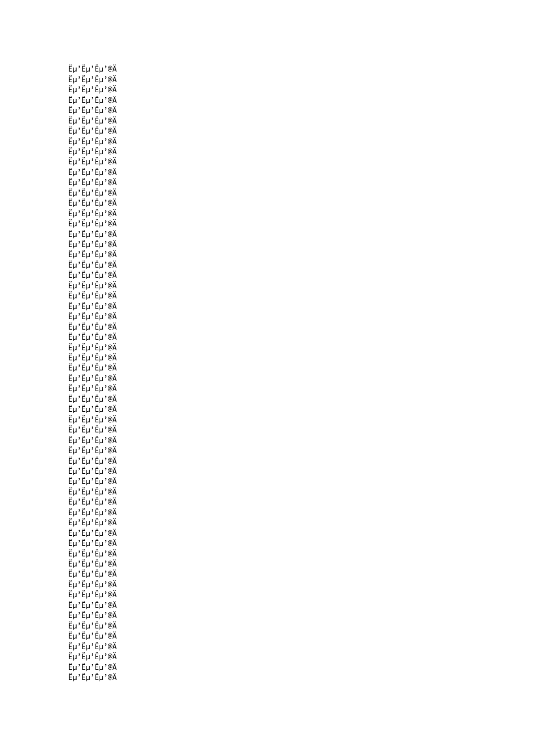Ëµ’Ëµ’Ëµ’@Ä
Ëµ’Ëµ’Ëµ’@Ä
Ëµ’Ëµ’Ëµ’@Ä
Ëµ’Ëµ’Ëµ’@Ä
Ëµ’Ëµ’Ëµ’@Ä
Ëµ’Ëµ’Ëµ’@Ä
Ëµ’Ëµ’Ëµ’@Ä
Ëµ’Ëµ’Ëµ’@Ä
Ëµ’Ëµ’Ëµ’@Ä
Ëµ’Ëµ’Ëµ’@Ä
Ëµ’Ëµ’Ëµ’@Ä
Ëµ’Ëµ’Ëµ’@Ä
Ëµ’Ëµ’Ëµ’@Ä
Ëµ’Ëµ’Ëµ’@Ä
Ëµ’Ëµ’Ëµ’@Ä
Ëµ’Ëµ’Ëµ’@Ä
Ëµ’Ëµ’Ëµ’@Ä
Ëµ’Ëµ’Ëµ’@Ä
Ëµ’Ëµ’Ëµ’@Ä
Ëµ’Ëµ’Ëµ’@Ä
Ëµ’Ëµ’Ëµ’@Ä
Ëµ’Ëµ’Ëµ’@Ä
Ëµ’Ëµ’Ëµ’@Ä
Ëµ’Ëµ’Ëµ’@Ä
Ëµ’Ëµ’Ëµ’@Ä
Ëµ’Ëµ’Ëµ’@Ä
Ëµ’Ëµ’Ëµ’@Ä
Ëµ’Ëµ’Ëµ’@Ä
Ëµ’Ëµ’Ëµ’@Ä
Ëµ’Ëµ’Ëµ’@Ä
Ëµ’Ëµ’Ëµ’@Ä
Ëµ’Ëµ’Ëµ’@Ä
Ëµ’Ëµ’Ëµ’@Ä
Ëµ’Ëµ’Ëµ’@Ä
Ëµ’Ëµ’Ëµ’@Ä
Ëµ’Ëµ’Ëµ’@Ä
Ëµ’Ëµ’Ëµ’@Ä
Ëµ’Ëµ’Ëµ’@Ä
Ëµ’Ëµ’Ëµ’@Ä
Ëµ’Ëµ’Ëµ’@Ä
Ëµ’Ëµ’Ëµ’@Ä
Ëµ’Ëµ’Ëµ’@Ä
Ëµ’Ëµ’Ëµ’@Ä
Ëµ’Ëµ’Ëµ’@Ä
Ëµ’Ëµ’Ëµ’@Ä
Ëµ’Ëµ’Ëµ’@Ä
Ëµ’Ëµ’Ëµ’@Ä
Ëµ’Ëµ’Ëµ’@Ä
Ëµ’Ëµ’Ëµ’@Ä
Ëµ’Ëµ’Ëµ’@Ä
Ëµ’Ëµ’Ëµ’@Ä
Ëµ’Ëµ’Ëµ’@Ä
Ëµ’Ëµ’Ëµ’@Ä
Ëµ’Ëµ’Ëµ’@Ä
Ëµ’Ëµ’Ëµ’@Ä
Ëµ’Ëµ’Ëµ’@Ä
Ëµ’Ëµ’Ëµ’@Ä
Ëµ’Ëµ’Ëµ’@Ä
Ëµ’Ëµ’Ëµ’@Ä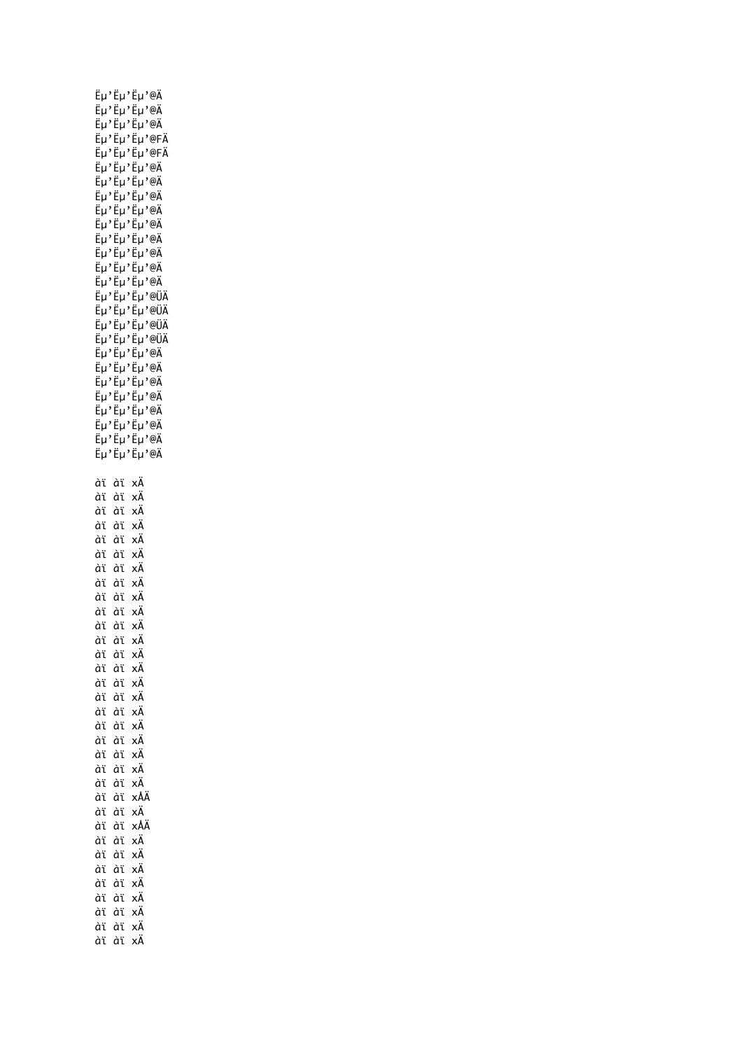```
Ëµ'Ëµ'Ëµ'@Ä
Ëµ'Ëµ'Ëµ'@Ä
Ëµ'Ëµ'Ëµ'@Ä
Ëµ'Ëµ'Ëµ'@FÄ
Ëµ'Ëµ'Ëµ'@FÄ
Ëµ'Ëµ'Ëµ'@Ä
Ëµ'Ëµ'Ëµ'@Ä
Ëµ'Ëµ'Ëµ'@Ä
Ëµ'Ëµ'Ëµ'@Ä
Ëµ'Ëµ'Ëµ'@Ä
Ëµ'Ëµ'Ëµ'@Ä
Ëµ'Ëµ'Ëµ'@Ä
Ëµ'Ëµ'Ëµ'@Ä
Ëµ'Ëµ'Ëµ'@Ä
Ëµ'Ëµ'Ëµ'@ÜÄ
Ëµ'Ëµ'Ëµ'@ÜÄ
Ëµ'Ëµ'Ëµ'@ÜÄ
Ëµ'Ëµ'Ëµ'@ÜÄ
Ëµ'Ëµ'Ëµ'@Ä
Ëµ'Ëµ'Ëµ'@Ä
Ëµ'Ëµ'Ëµ'@Ä
Ëµ'Ëµ'Ëµ'@Ä
Ëµ'Ëµ'Ëµ'@Ä
Ëµ'Ëµ'Ëµ'@Ä
Ëµ'Ëµ'Ëµ'@Ä
Ëµ'Ëµ'Ëµ'@Ä

àï àï xÄ
àï àï xÄ
àï àï xÄ
àï àï xÄ
àï àï xÄ
àï àï xÄ
àï àï xÄ
àï àï xÄ
àï àï xÄ
àï àï xÄ
àï àï xÄ
àï àï xÄ
àï àï xÄ
àï àï xÄ
àï àï xÄ
àï àï xÄ
àï àï xÄ
àï àï xÄ
àï àï xÄ
àï àï xÄ
àï àï xÄ
àï àï xÄ
àï àï xÅÄ
àï àï xÄ
àï àï xÅÄ
àï àï xÄ
àï àï xÄ
àï àï xÄ
àï àï xÄ
àï àï xÄ
àï àï xÄ
àï àï xÄ
àï àï xÄ
```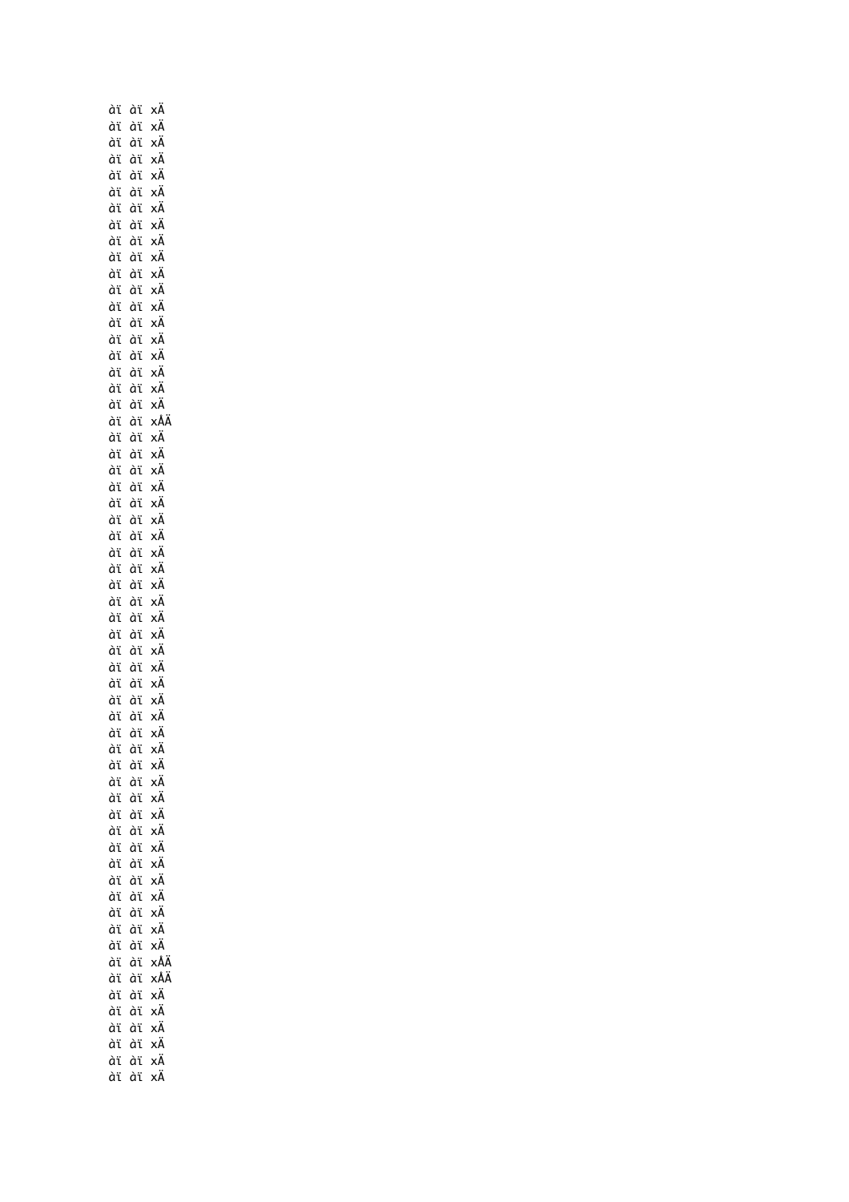àï àï xÄ
àï àï xÄ
àï àï xÄ
àï àï xÄ
àï àï xÄ
àï àï xÄ
àï àï xÄ
àï àï xÄ
àï àï xÄ
àï àï xÄ
àï àï xÄ
àï àï xÄ
àï àï xÄ
àï àï xÄ
àï àï xÄ
àï àï xÄ
àï àï xÄ
àï àï xÄ
àï àï xÄ
àï àï xÄ
àï àï xÅÄ
àï àï xÄ
àï àï xÄ
àï àï xÄ
àï àï xÄ
àï àï xÄ
àï àï xÄ
àï àï xÄ
àï àï xÄ
àï àï xÄ
àï àï xÄ
àï àï xÄ
àï àï xÄ
àï àï xÄ
àï àï xÄ
àï àï xÄ
àï àï xÄ
àï àï xÄ
àï àï xÄ
àï àï xÄ
àï àï xÄ
àï àï xÄ
àï àï xÄ
àï àï xÄ
àï àï xÄ
àï àï xÄ
àï àï xÄ
àï àï xÄ
àï àï xÄ
àï àï xÄ
àï àï xÄ
àï àï xÄ
àï àï xÅÄ
àï àï xÅÄ
àï àï xÄ
àï àï xÄ
àï àï xÄ
àï àï xÄ
àï àï xÄ
àï àï xÄ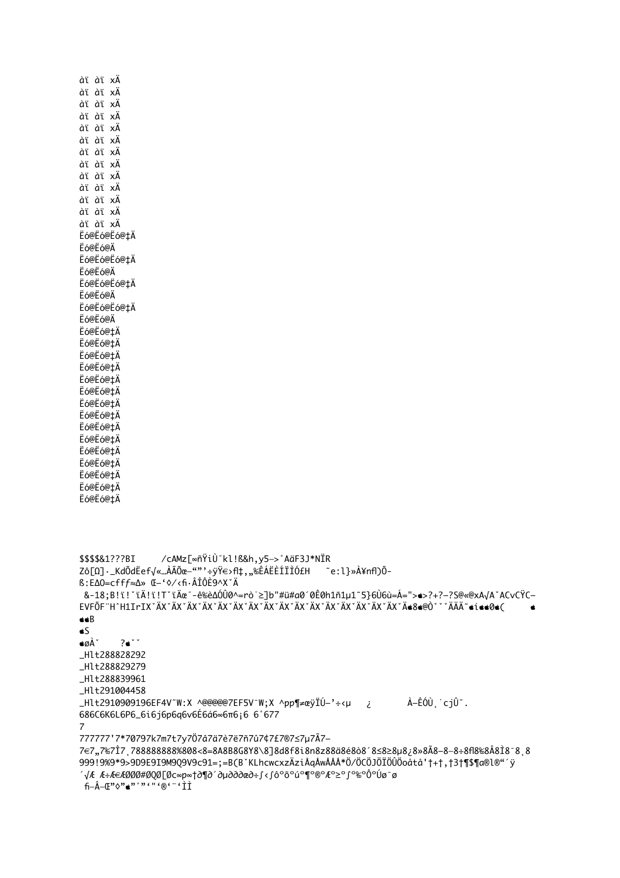àï àï xÄ
àï àï xÄ
àï àï xÄ
àï àï xÄ
àï àï xÄ
àï àï xÄ
àï àï xÄ
àï àï xÄ
àï àï xÄ
àï àï xÄ
àï àï xÄ
àï àï xÄ
àï àï xÄ
Ëó@Ëó@Ëó@‡Ä
Ëó@Ëó@Ä
Ëó@Ëó@Ëó@‡Ä
Ëó@Ëó@Ä
Ëó@Ëó@Ëó@‡Ä
Ëó@Ëó@Ä
Ëó@Ëó@Ëó@‡Ä
Ëó@Ëó@Ä
Ëó@Ëó@‡Ä
Ëó@Ëó@‡Ä
Ëó@Ëó@‡Ä
Ëó@Ëó@‡Ä
Ëó@Ëó@‡Ä
Ëó@Ëó@‡Ä
Ëó@Ëó@‡Ä
Ëó@Ëó@‡Ä
Ëó@Ëó@‡Ä
Ëó@Ëó@‡Ä
Ëó@Ëó@‡Ä
Ëó@Ëó@‡Ä
Ëó@Ëó@‡Ä
Ëó@Ëó@‡Ä
Ëó@Ëó@‡Ä

$$$$&1???BI     /cAMz[∞ñŸiÙ˝kl!ß&h,y5–>˚AäF3J*NÏR
Zô[Ω]·_KdÕdËef√«…ÀÃÕœ–“”’÷ÿŸ€›ﬂ‡‚„‰ÊÁËÈÍÎÏÓ£H   ˜e:l}»À¥nﬂ)Õ-
ß:EΔO=cfffƒ≈Δ» Œ–‘◊/‹ﬁ·ÂÎÔÈ9^X˘Ä
 &-18;B!ï!˘ïÄ!ï!T˘ïÄæ˝-ê‰èΔÓÛ0^=rò˙≥]b"#ü#a0´0Ê0h1ñ1µ1˜5}6Ù6ù=Á=">>?+?–?S@«@xA√A˘ACvCŸC–
EVFÕF¨H^H1IrIX˘ÄX˘ÄX˘ÄX˘ÄX˘ÄX˘ÄX˘ÄX˘ÄX˘ÄX˘ÄX˘ÄX˘ÄX˘ÄX˘ÄX˘ÄX˘ÄX˘Ä8@Ò˘˘ÄÄÄ˜í0(
B
S
øÀ˘    ?˘˘
_Hlt288828292
_Hlt288829279
_Hlt288839961
_Hlt291004458
_Hlt2910909196EF4V˜W:X ^@@@@@7EF5V¯W;X ^pp¶≠œÿÏÚ–'÷‹µ   ¿       À–ÊÔÙ˛˙cjÛ˘.
686C6K6L6P6_6i6j6p6q6v6É6á6∞6π6¡6 6˚677
7
777777'7*70797k7m7t7y7Ö7á7ä7è7ë7ñ7û7¢7£7®7≤7µ7Ã7–
7∈7„7%7Î7˛788888888%8Ø8<8=8A8B8G8Y8\8]8d8f8i8n8z88ä8é8ò8´8≤8≥8µ8¿8»8Ã8–8–8÷8ﬂ8‰8Â8Ì8¯8˛8
999!9%9*9>9D9E9I9M9Q9V9c91=;=B(B˘KLhcwcxzÄziÅqÅwÅÅÅ*Ö/ÖCÖJÖÏÖÛÖoåtå'†+†,†3†¶$¶a®l®“´ÿ
´√Æ Æ÷Æ€ÆØØØ#ØQØ[Øc∞p∞†∂¶∂´∂µ∂∂∂æ∂÷∫‹∫ô°õ°ú°¶°®°Æ°≥°∫°‰°Ô°Úø¯ø
 ﬁ–Â–Œ”◊”˚”‘"‘®‘¨‘ÌÌ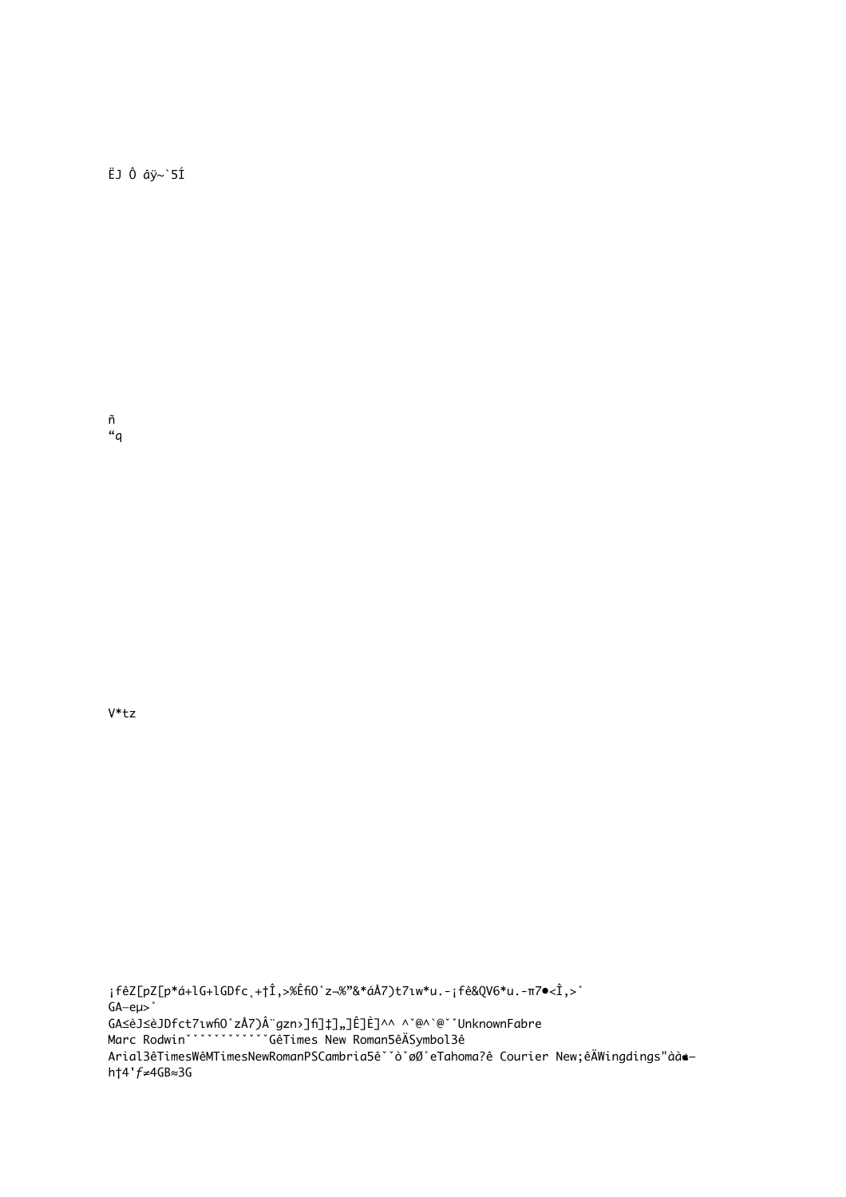ËJ Ô âÿ~`5Í

ñ
“q

V*tz

¡fêZ[pZ[p*á+lG+lGDfc˛+†Î,>%ÊﬁO˚z¬%”&*áÅ7)t7ıw*u.-¡fê&QV6*u.-π7•<Î,>˚
GA—eµ>˚
GA≤èJ≤èJDfct7ıwﬁO˚zÅ7)Â¨gzn›]ﬁ]‡]„]Ê]È]^^ ^ˇ@^`@ˇˇUnknownFabre
Marc RodwinˇˇˇˇˇˇˇˇˇˇˇˇGêTimes New Roman5êÄSymbol3ê
Arial3êTimesWèMTimesNewRomanPSCambria5êˇˇòˇøØ˚eTahoma?ê Courier New;êÄWingdings"àà–
h†4'ƒ≠4GB≈3G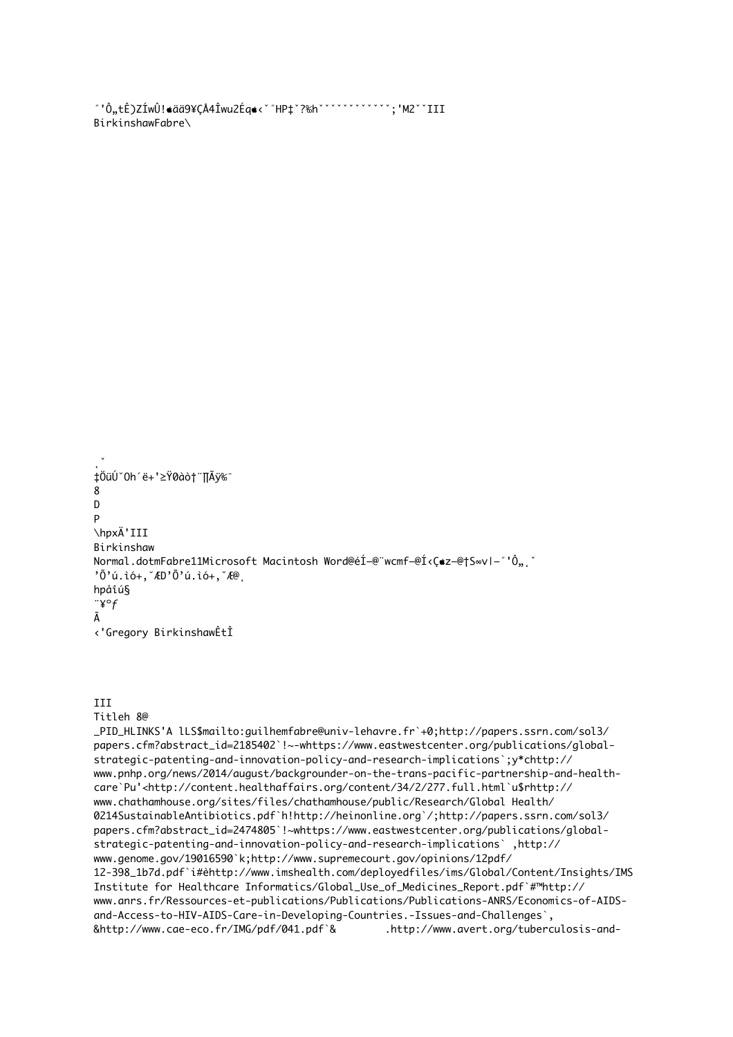˝'Ô„tÊ)ZÍwÛ!●ää9¥ÇÅ4Îwu2Éq●‹ˇ˝HP‡ˇ?‰hˇˇˇˇˇˇˇˇˇˇˇˇ;'M2ˇˇIII
BirkinshawFabre\

˛ˇ
‡ÖüÚˇOh´ë+'≥Ÿ0àò†¨∏Ãÿ‰¯
8
D
P
\hpxÄ'III
Birkinshaw
Normal.dotmFabre11Microsoft Macintosh Word@éÍ–@¨wcmf–@Í‹Ç●z–@†S∞v|–˝'Ô„˛ˇ
'Õ'ú.ìó+,ˇÆD'Õ'ú.ìó+,ˇÆ@˛
hpåîú§
¨¥°ƒ
Ã
‹'Gregory BirkinshawÊtÎ

III
Titleh 8@
_PID_HLINKS'A lLS$mailto:guilhemfabre@univ-lehavre.fr`+0;http://papers.ssrn.com/sol3/papers.cfm?abstract_id=2185402`!~-whttps://www.eastwestcenter.org/publications/global-strategic-patenting-and-innovation-policy-and-research-implications`;y*chttp://www.pnhp.org/news/2014/august/backgrounder-on-the-trans-pacific-partnership-and-health-care`Pu'<http://content.healthaffairs.org/content/34/2/277.full.html`u$rhttp://www.chathamhouse.org/sites/files/chathamhouse/public/Research/Global Health/0214SustainableAntibiotics.pdf`h!http://heinonline.org`/;http://papers.ssrn.com/sol3/papers.cfm?abstract_id=2474805`!~whttps://www.eastwestcenter.org/publications/global-strategic-patenting-and-innovation-policy-and-research-implications` ,http://www.genome.gov/19016590`k;http://www.supremecourt.gov/opinions/12pdf/12-398_1b7d.pdf`i#èhttp://www.imshealth.com/deployedfiles/ims/Global/Content/Insights/IMS Institute for Healthcare Informatics/Global_Use_of_Medicines_Report.pdf`#™http://www.anrs.fr/Ressources-et-publications/Publications/Publications-ANRS/Economics-of-AIDS-and-Access-to-HIV-AIDS-Care-in-Developing-Countries.-Issues-and-Challenges`,
&http://www.cae-eco.fr/IMG/pdf/041.pdf`&        .http://www.avert.org/tuberculosis-and-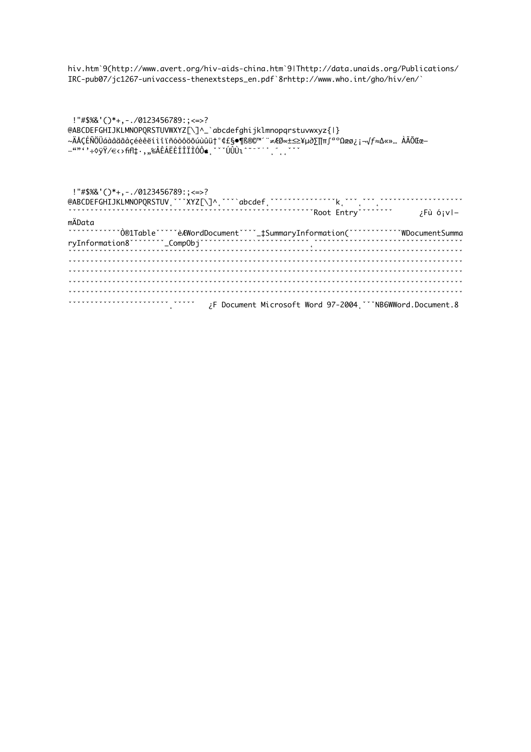hiv.htm`9(http://www.avert.org/hiv-aids-china.htm`9|Thttp://data.unaids.org/Publications/IRC-pub07/jc1267-univaccess-thenextsteps_en.pdf`8rhttp://www.who.int/gho/hiv/en/`

!"#$%&'()*+,-./0123456789:;<=>?
@ABCDEFGHIJKLMNOPQRSTUVWXYZ[\]^_`abcdefghijklmnopqrstuvwxyz{|}
~ÄÅÇÉÑÖÜáàâäãåçéèêëíìîïñóòôöõúùûü†°¢£§•¶ß®©™´¨≠ÆØ∞±≤≥¥µ∂∑∏π∫ªºΩæø¿¡¬√ƒ≈∆«»… ÀÃÕŒœ–—“”‘’÷◊ÿŸ⁄€‹›ﬁﬂ‡·‚„‰ÂÊÁËÈÍÎÏÌÓÔ˛˘˘˘ÚÛÙı˜¯˘˙˚¸˝˛˛˘˘˘

!"#$%&'()*+,-./0123456789:;<=>?
@ABCDEFGHIJKLMNOPQRSTUV˛˘˘˘XYZ[\]^˛˘˘˘abcdef˛˘˘˘˝˘˘˘˘˝˘˘˘˘˝˘˘˘k˛˘˘˘˛˘˘˘˛˘˘˘˘˘˘˘˘˘˘˘˘˘˘˘˘˘˘˘˘˘˘˘˘˘˘˘˘˘˘˘˘˘˘˘˘˘˘˘˘˘˘˘˘˘˘˘˘˘˘˘˘˘˘˘˘˘˘˘˘˘Root Entry˘˘˘˘˘˘˘˘ ¿Fù ó¡v|–mÄData
˘˘˘˘˘˘˘˘˘˘˘˘Ò®1Table˘˘˘˘˘èÆWordDocument˘˘˘˘_‡SummaryInformation(˘˘˘˘˘˘˘˘˘˘˘˘WDocumentSummaryInformation8˘˘˘˘˘˘˘˘˘_CompObj˘˘˘˘˘˘˘˘˘˘˘˘˘˘˘˘˘˘˘˘˘˘˘˘˘˘˘˘˘˘˘˘˘˘˘˘˘˘˘˘˘˘˘˘˘˘˘˘˘˘˘˘˘˘˘˘˘˘˘˘˘˘˘˘˘˘˘˘˘˘˘˘˘˘˘˘˘˘˘˘˘˘˘˘˘˘˘˘˘˘˘˘˘˘˘˘˘˘˘˘˘˘˘˘˘˘˘˘˘˘˘˘˘˘˘˘˘˘˘˘˘˘˘˘˘˘˘˘˘˘˘˘˘˘˘˘˘˘˘˘˘˘˘˘˘˘˘˘˘˘˘˘˘˘˘˘˘˘˘˘˘˘˘˘˘˘˘˘˘˘˘˘˘˘˘˘˘˘˘˘˘˘˘˘˘˘˘˘˘˘˘˘˘˘˘˘˘˘˘˘˘˘˘˘˘˘˘˘˘˘˘˘˘˘˘˘˘˘˘˘˘˘˘˘˘˘˘˘˘˘˘˘˘˘˘˘˘˘˘˘˘˘˘˘˘˘˘˘˘˘˘˘˘˘˘˘˘˘˘˘˘˘˘˘˘˘˘˘˘˘˘˘˘˘˘˘˘˘˘˘˘˘˘˘˘˘˘˘˘˘˘˘˘˘˘˘˘˘˘˘˘˘˘˘˘˘˘˘˘˘˘˘˘˘˘˘˘˘˘˘˘˘˘˘˘˘˘˘˘˘˘˘˘˘˘˘˘˘˘˘˘˘˘˘˘˘˘˘˘˘˘˘˘˘˘˘˘˘˘˘˘˘˘˘˘˘˘˘˘˘˘˘˘˘˘˘˘˘˘˘˘˘˘˘˘˘˘˘˘˘˘˘˘˘˘˘˘˘˘˘˘˘˘˘˘˘˘˘˘˘˘˘˘˘˛˘˘˘˘˘ ¿F Document Microsoft Word 97-2004˛˘˘˘NB6WWord.Document.8